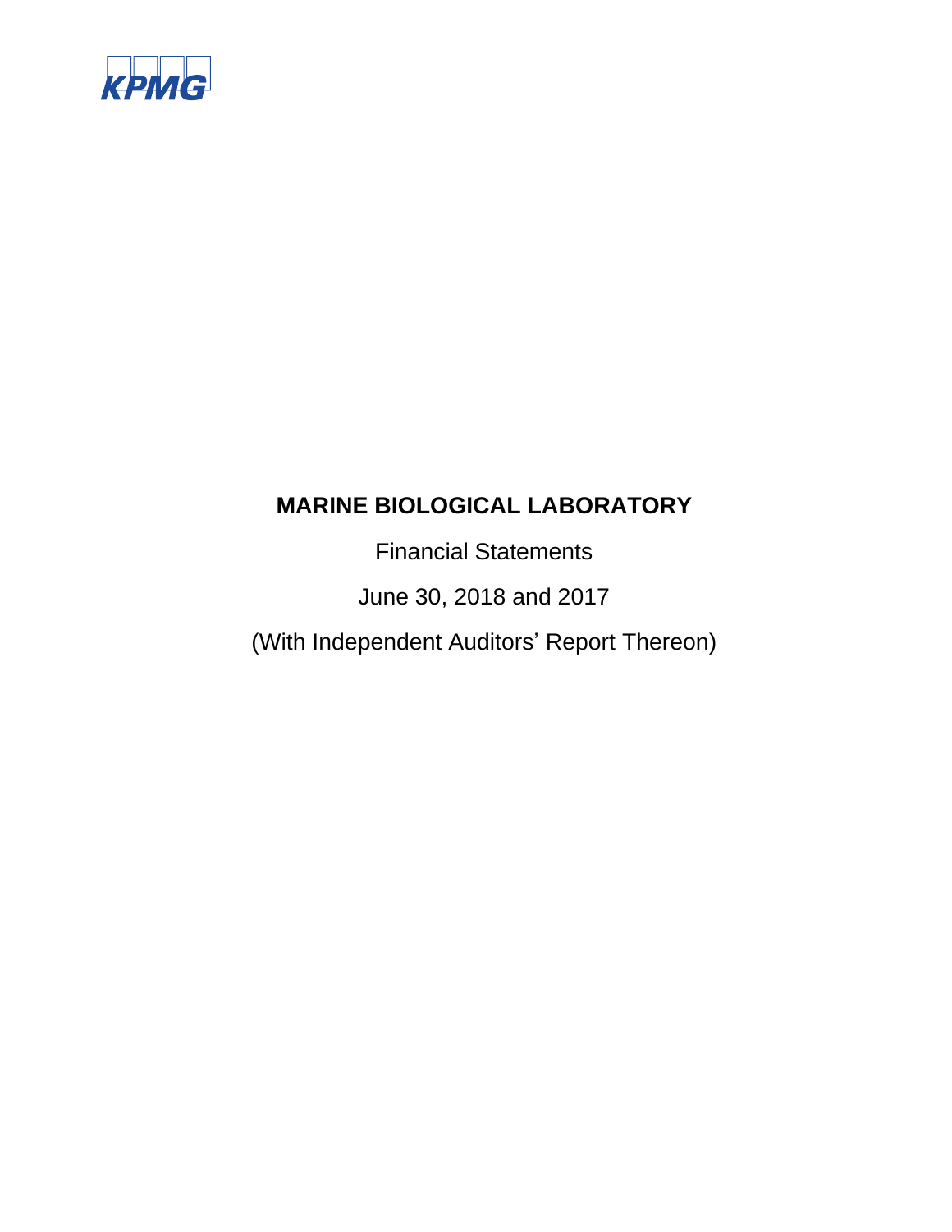KPMG

# MARINE BIOLOGICAL LABORATORY

Financial Statements

June 30, 2018 and 2017

(With Independent Auditors' Report Thereon)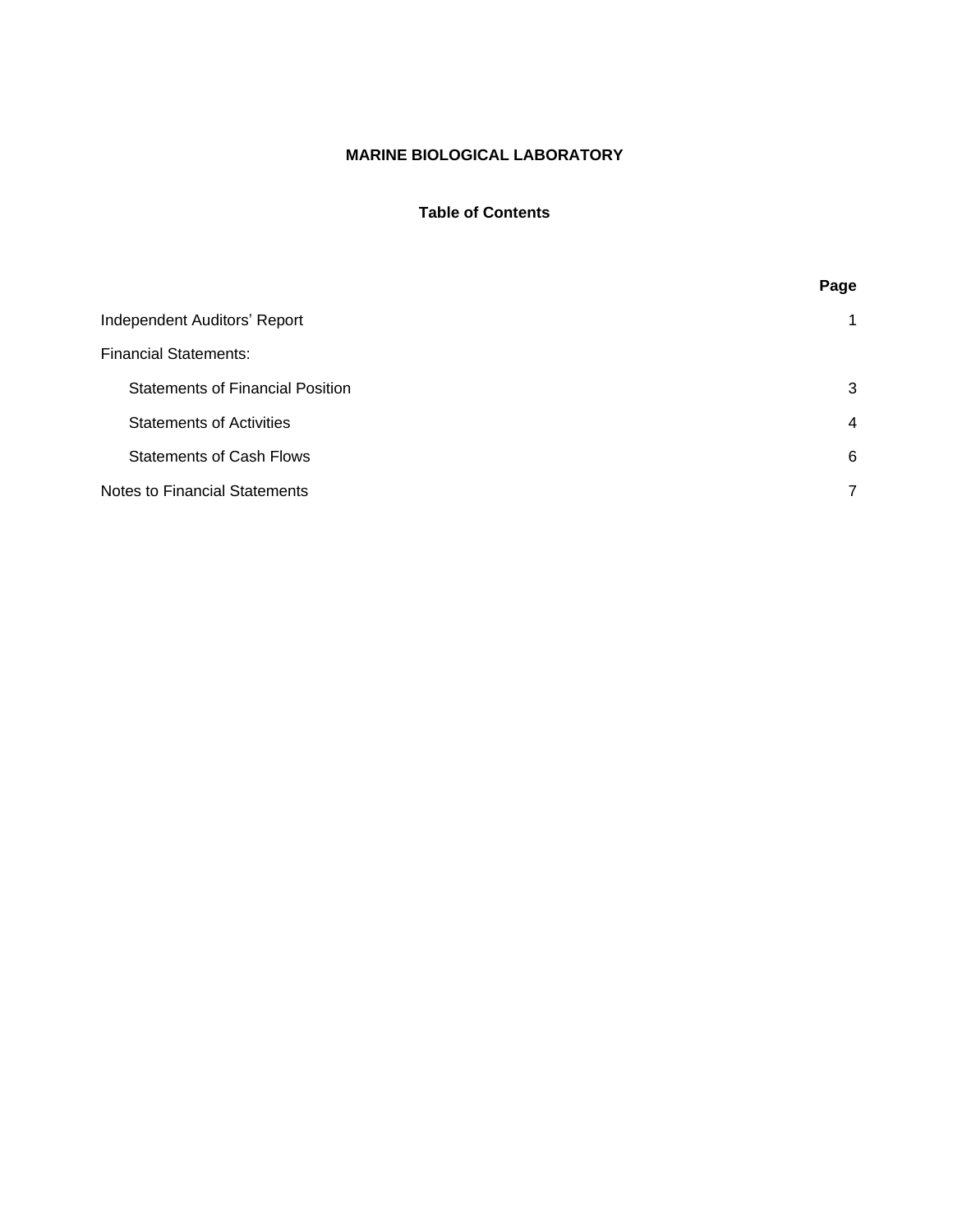# MARINE BIOLOGICAL LABORATORY

## Table of Contents

| | Page |
|---|---|
| Independent Auditors’ Report | 1 |
| Financial Statements: | |
| Statements of Financial Position | 3 |
| Statements of Activities | 4 |
| Statements of Cash Flows | 6 |
| Notes to Financial Statements | 7 |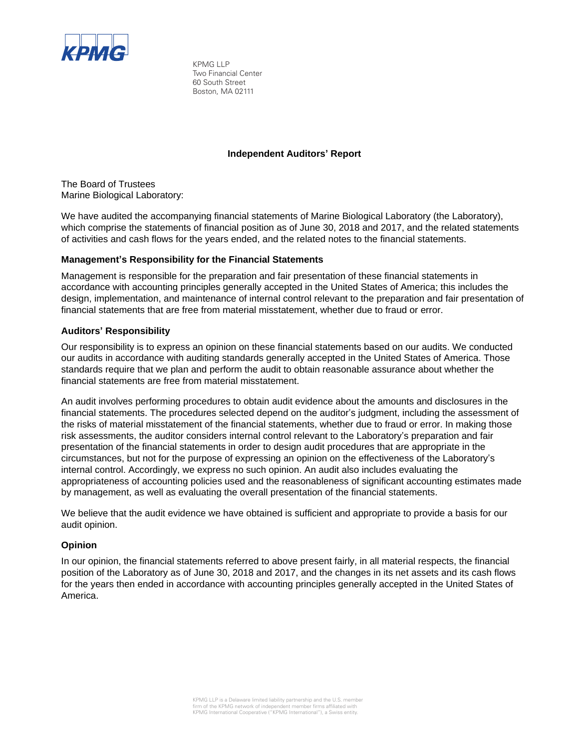KPMG

KPMG LLP
Two Financial Center
60 South Street
Boston, MA 02111

# Independent Auditors' Report

The Board of Trustees
Marine Biological Laboratory:

We have audited the accompanying financial statements of Marine Biological Laboratory (the Laboratory), which comprise the statements of financial position as of June 30, 2018 and 2017, and the related statements of activities and cash flows for the years ended, and the related notes to the financial statements.

## Management's Responsibility for the Financial Statements

Management is responsible for the preparation and fair presentation of these financial statements in accordance with accounting principles generally accepted in the United States of America; this includes the design, implementation, and maintenance of internal control relevant to the preparation and fair presentation of financial statements that are free from material misstatement, whether due to fraud or error.

## Auditors' Responsibility

Our responsibility is to express an opinion on these financial statements based on our audits. We conducted our audits in accordance with auditing standards generally accepted in the United States of America. Those standards require that we plan and perform the audit to obtain reasonable assurance about whether the financial statements are free from material misstatement.

An audit involves performing procedures to obtain audit evidence about the amounts and disclosures in the financial statements. The procedures selected depend on the auditor's judgment, including the assessment of the risks of material misstatement of the financial statements, whether due to fraud or error. In making those risk assessments, the auditor considers internal control relevant to the Laboratory's preparation and fair presentation of the financial statements in order to design audit procedures that are appropriate in the circumstances, but not for the purpose of expressing an opinion on the effectiveness of the Laboratory's internal control. Accordingly, we express no such opinion. An audit also includes evaluating the appropriateness of accounting policies used and the reasonableness of significant accounting estimates made by management, as well as evaluating the overall presentation of the financial statements.

We believe that the audit evidence we have obtained is sufficient and appropriate to provide a basis for our audit opinion.

## Opinion

In our opinion, the financial statements referred to above present fairly, in all material respects, the financial position of the Laboratory as of June 30, 2018 and 2017, and the changes in its net assets and its cash flows for the years then ended in accordance with accounting principles generally accepted in the United States of America.

KPMG LLP is a Delaware limited liability partnership and the U.S. member firm of the KPMG network of independent member firms affiliated with KPMG International Cooperative ("KPMG International"), a Swiss entity.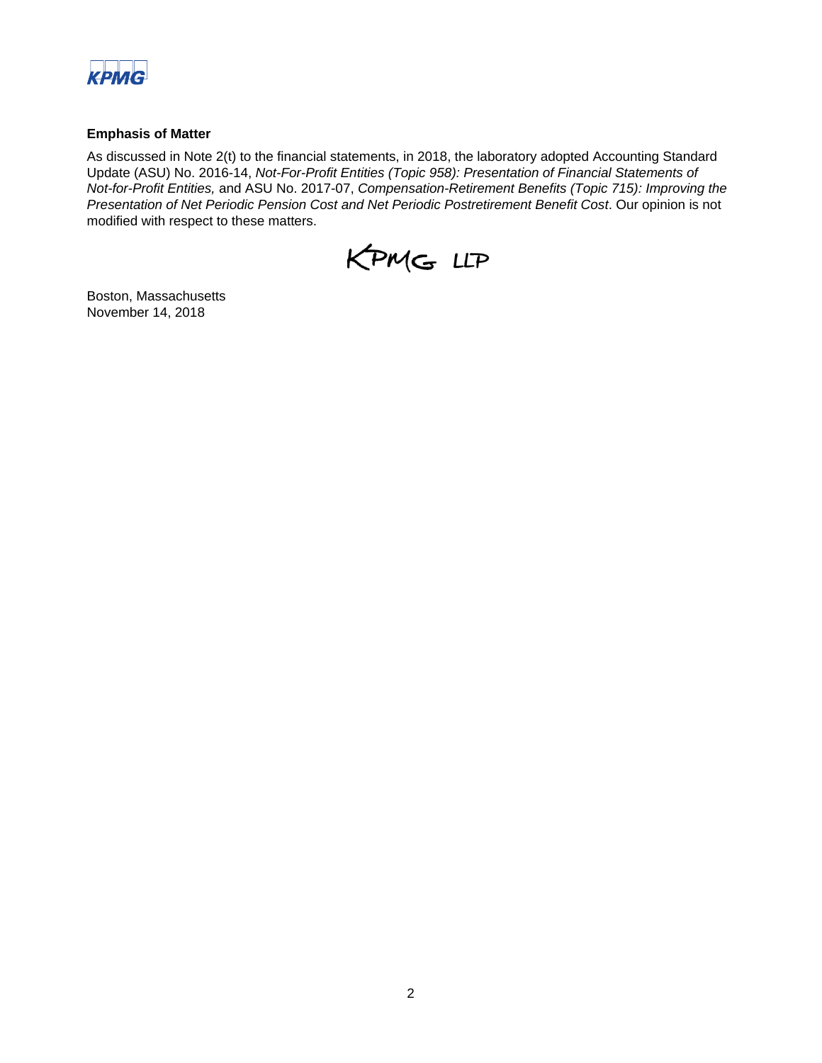**Emphasis of Matter**

As discussed in Note 2(t) to the financial statements, in 2018, the laboratory adopted Accounting Standard Update (ASU) No. 2016-14, *Not-For-Profit Entities (Topic 958): Presentation of Financial Statements of Not-for-Profit Entities,* and ASU No. 2017-07, *Compensation-Retirement Benefits (Topic 715): Improving the Presentation of Net Periodic Pension Cost and Net Periodic Postretirement Benefit Cost*. Our opinion is not modified with respect to these matters.

KPMG LLP

Boston, Massachusetts
November 14, 2018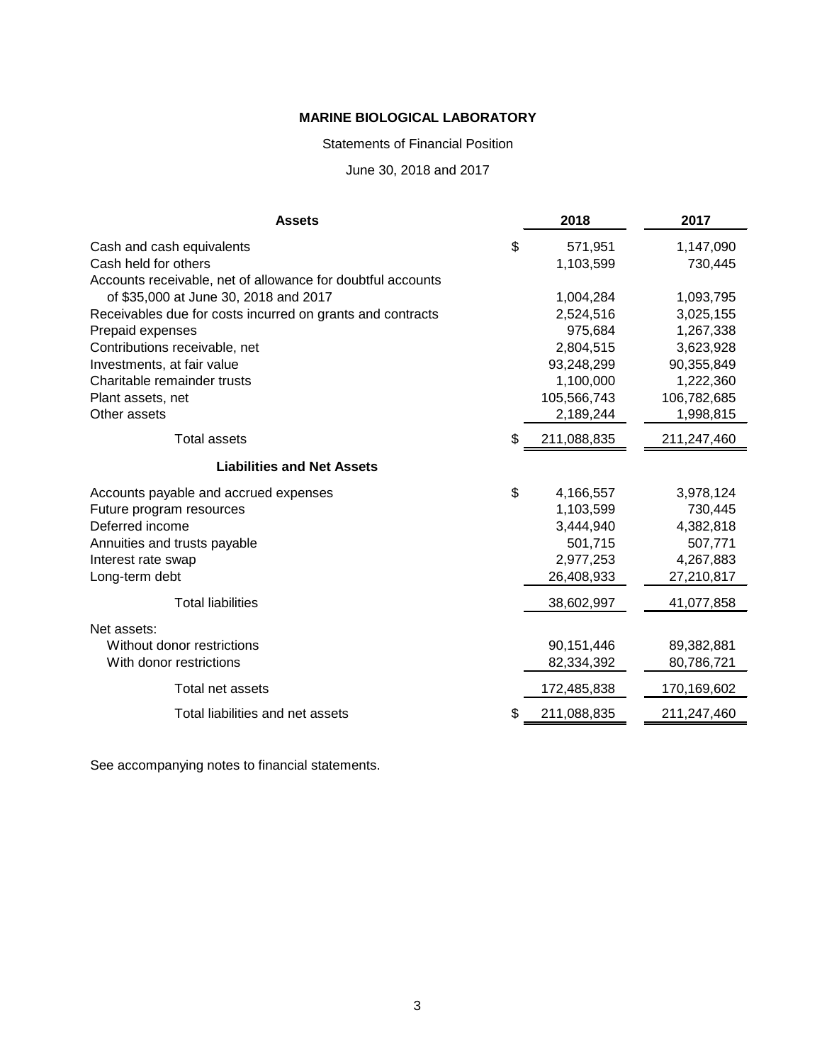# MARINE BIOLOGICAL LABORATORY

Statements of Financial Position

June 30, 2018 and 2017

| **Assets** | 2018 | 2017 |
|---|---|---|
| Cash and cash equivalents | $ 571,951 | 1,147,090 |
| Cash held for others | 1,103,599 | 730,445 |
| Accounts receivable, net of allowance for doubtful accounts of $35,000 at June 30, 2018 and 2017 | 1,004,284 | 1,093,795 |
| Receivables due for costs incurred on grants and contracts | 2,524,516 | 3,025,155 |
| Prepaid expenses | 975,684 | 1,267,338 |
| Contributions receivable, net | 2,804,515 | 3,623,928 |
| Investments, at fair value | 93,248,299 | 90,355,849 |
| Charitable remainder trusts | 1,100,000 | 1,222,360 |
| Plant assets, net | 105,566,743 | 106,782,685 |
| Other assets | 2,189,244 | 1,998,815 |
| Total assets | $ 211,088,835 | 211,247,460 |
| **Liabilities and Net Assets** | | |
| Accounts payable and accrued expenses | $ 4,166,557 | 3,978,124 |
| Future program resources | 1,103,599 | 730,445 |
| Deferred income | 3,444,940 | 4,382,818 |
| Annuities and trusts payable | 501,715 | 507,771 |
| Interest rate swap | 2,977,253 | 4,267,883 |
| Long-term debt | 26,408,933 | 27,210,817 |
| Total liabilities | 38,602,997 | 41,077,858 |
| Net assets: | | |
| Without donor restrictions | 90,151,446 | 89,382,881 |
| With donor restrictions | 82,334,392 | 80,786,721 |
| Total net assets | 172,485,838 | 170,169,602 |
| Total liabilities and net assets | $ 211,088,835 | 211,247,460 |

See accompanying notes to financial statements.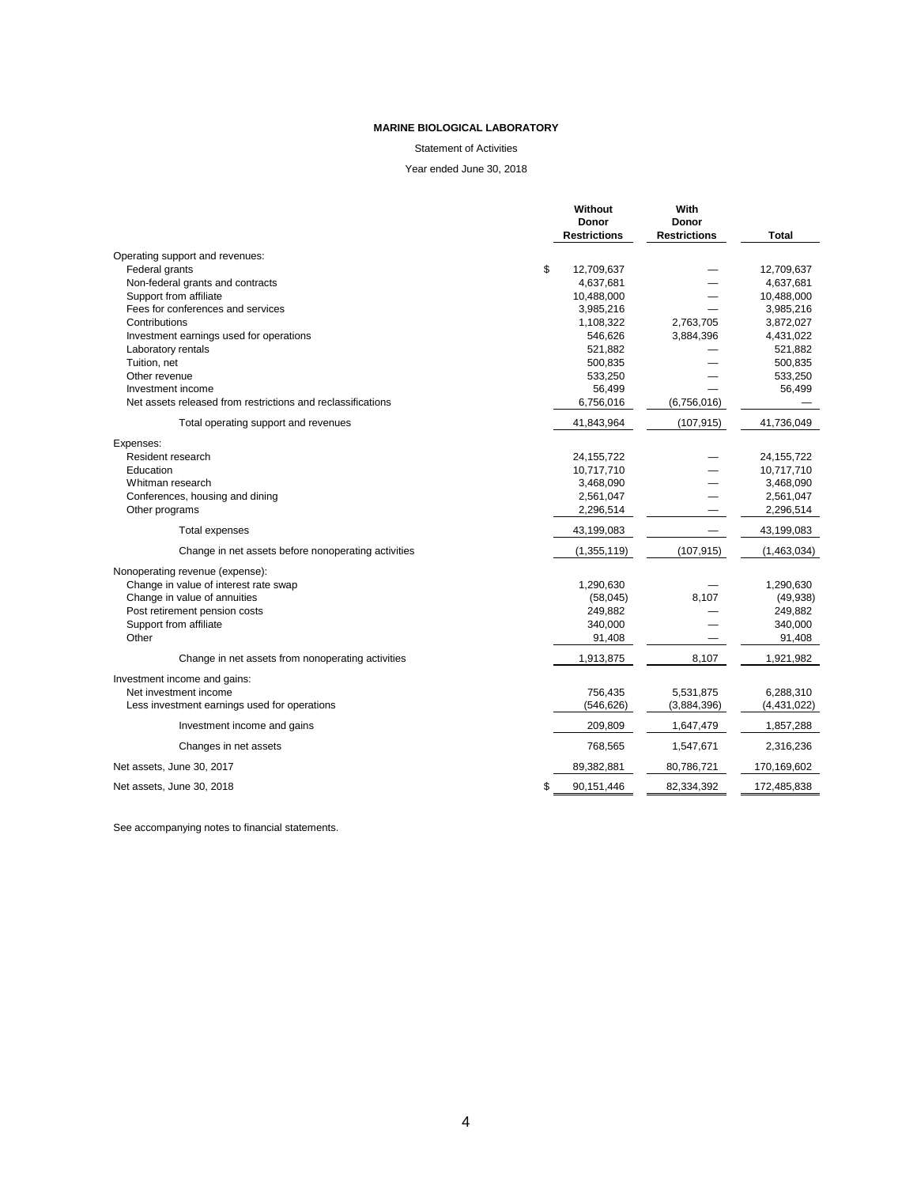**MARINE BIOLOGICAL LABORATORY**

Statement of Activities

Year ended June 30, 2018

| | Without Donor Restrictions | With Donor Restrictions | Total |
|---|---|---|---|
| Operating support and revenues: | | | |
| Federal grants | $ 12,709,637 | — | 12,709,637 |
| Non-federal grants and contracts | 4,637,681 | — | 4,637,681 |
| Support from affiliate | 10,488,000 | — | 10,488,000 |
| Fees for conferences and services | 3,985,216 | — | 3,985,216 |
| Contributions | 1,108,322 | 2,763,705 | 3,872,027 |
| Investment earnings used for operations | 546,626 | 3,884,396 | 4,431,022 |
| Laboratory rentals | 521,882 | — | 521,882 |
| Tuition, net | 500,835 | — | 500,835 |
| Other revenue | 533,250 | — | 533,250 |
| Investment income | 56,499 | — | 56,499 |
| Net assets released from restrictions and reclassifications | 6,756,016 | (6,756,016) | — |
| Total operating support and revenues | 41,843,964 | (107,915) | 41,736,049 |
| Expenses: | | | |
| Resident research | 24,155,722 | — | 24,155,722 |
| Education | 10,717,710 | — | 10,717,710 |
| Whitman research | 3,468,090 | — | 3,468,090 |
| Conferences, housing and dining | 2,561,047 | — | 2,561,047 |
| Other programs | 2,296,514 | — | 2,296,514 |
| Total expenses | 43,199,083 | — | 43,199,083 |
| Change in net assets before nonoperating activities | (1,355,119) | (107,915) | (1,463,034) |
| Nonoperating revenue (expense): | | | |
| Change in value of interest rate swap | 1,290,630 | — | 1,290,630 |
| Change in value of annuities | (58,045) | 8,107 | (49,938) |
| Post retirement pension costs | 249,882 | — | 249,882 |
| Support from affiliate | 340,000 | — | 340,000 |
| Other | 91,408 | — | 91,408 |
| Change in net assets from nonoperating activities | 1,913,875 | 8,107 | 1,921,982 |
| Investment income and gains: | | | |
| Net investment income | 756,435 | 5,531,875 | 6,288,310 |
| Less investment earnings used for operations | (546,626) | (3,884,396) | (4,431,022) |
| Investment income and gains | 209,809 | 1,647,479 | 1,857,288 |
| Changes in net assets | 768,565 | 1,547,671 | 2,316,236 |
| Net assets, June 30, 2017 | 89,382,881 | 80,786,721 | 170,169,602 |
| Net assets, June 30, 2018 | $ 90,151,446 | 82,334,392 | 172,485,838 |

See accompanying notes to financial statements.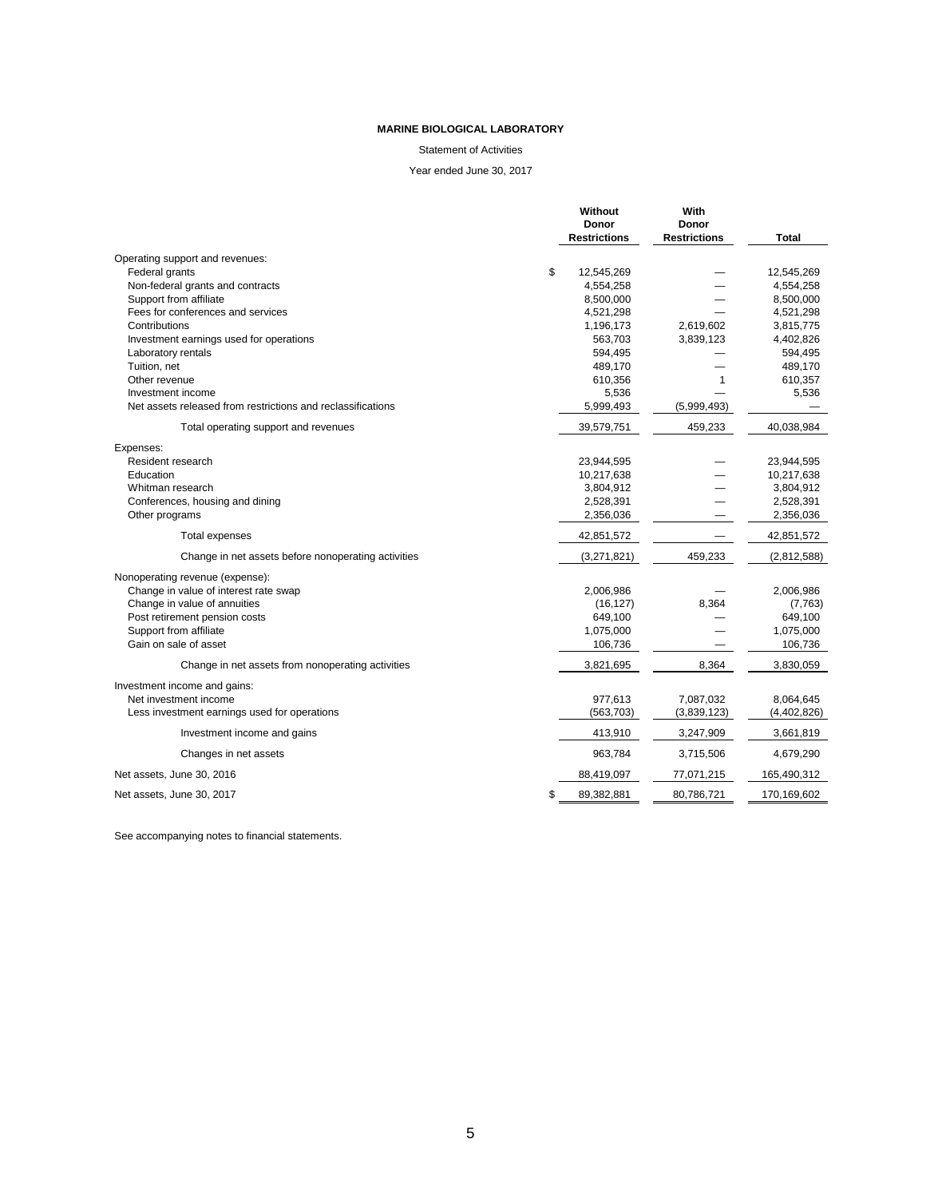**MARINE BIOLOGICAL LABORATORY**

Statement of Activities

Year ended June 30, 2017

| | Without Donor Restrictions | With Donor Restrictions | Total |
|---|---|---|---|
| Operating support and revenues: | | | |
| Federal grants | $ 12,545,269 | — | 12,545,269 |
| Non-federal grants and contracts | 4,554,258 | — | 4,554,258 |
| Support from affiliate | 8,500,000 | — | 8,500,000 |
| Fees for conferences and services | 4,521,298 | — | 4,521,298 |
| Contributions | 1,196,173 | 2,619,602 | 3,815,775 |
| Investment earnings used for operations | 563,703 | 3,839,123 | 4,402,826 |
| Laboratory rentals | 594,495 | — | 594,495 |
| Tuition, net | 489,170 | — | 489,170 |
| Other revenue | 610,356 | 1 | 610,357 |
| Investment income | 5,536 | — | 5,536 |
| Net assets released from restrictions and reclassifications | 5,999,493 | (5,999,493) | — |
| Total operating support and revenues | 39,579,751 | 459,233 | 40,038,984 |
| Expenses: | | | |
| Resident research | 23,944,595 | — | 23,944,595 |
| Education | 10,217,638 | — | 10,217,638 |
| Whitman research | 3,804,912 | — | 3,804,912 |
| Conferences, housing and dining | 2,528,391 | — | 2,528,391 |
| Other programs | 2,356,036 | — | 2,356,036 |
| Total expenses | 42,851,572 | — | 42,851,572 |
| Change in net assets before nonoperating activities | (3,271,821) | 459,233 | (2,812,588) |
| Nonoperating revenue (expense): | | | |
| Change in value of interest rate swap | 2,006,986 | — | 2,006,986 |
| Change in value of annuities | (16,127) | 8,364 | (7,763) |
| Post retirement pension costs | 649,100 | — | 649,100 |
| Support from affiliate | 1,075,000 | — | 1,075,000 |
| Gain on sale of asset | 106,736 | — | 106,736 |
| Change in net assets from nonoperating activities | 3,821,695 | 8,364 | 3,830,059 |
| Investment income and gains: | | | |
| Net investment income | 977,613 | 7,087,032 | 8,064,645 |
| Less investment earnings used for operations | (563,703) | (3,839,123) | (4,402,826) |
| Investment income and gains | 413,910 | 3,247,909 | 3,661,819 |
| Changes in net assets | 963,784 | 3,715,506 | 4,679,290 |
| Net assets, June 30, 2016 | 88,419,097 | 77,071,215 | 165,490,312 |
| Net assets, June 30, 2017 | $ 89,382,881 | 80,786,721 | 170,169,602 |

See accompanying notes to financial statements.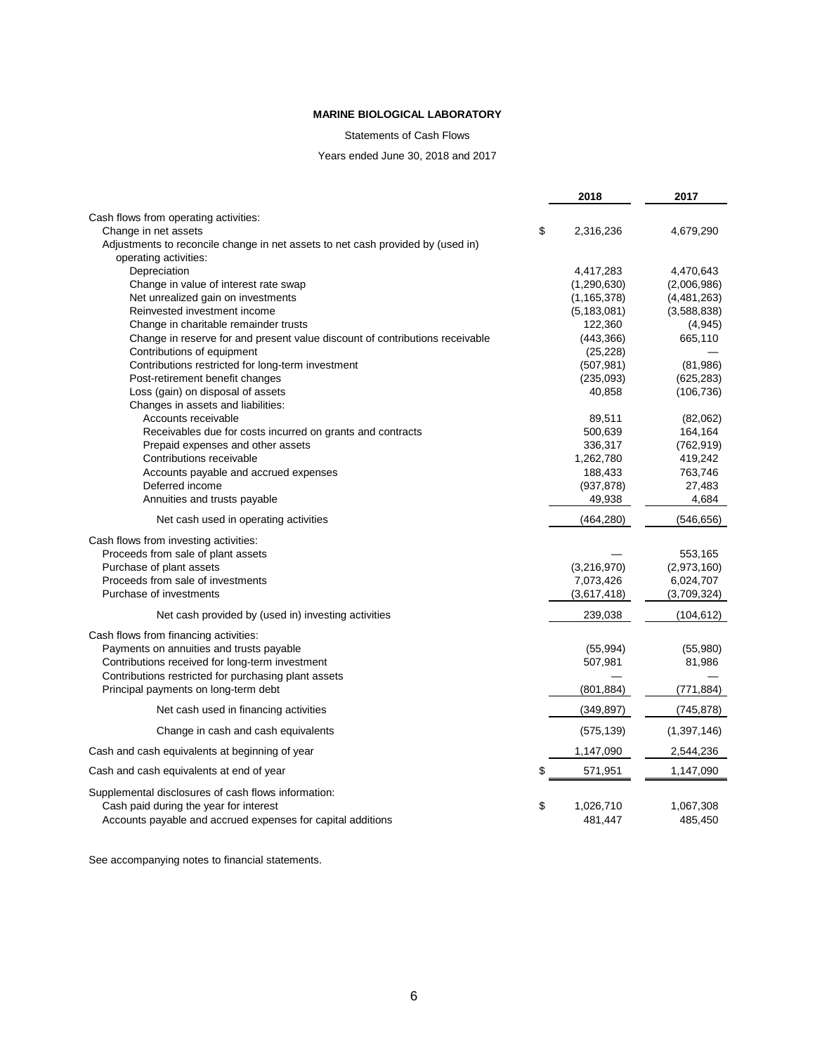**MARINE BIOLOGICAL LABORATORY**

Statements of Cash Flows

Years ended June 30, 2018 and 2017

| | 2018 | 2017 |
|---|---|---|
| Cash flows from operating activities: | | |
| Change in net assets | $ 2,316,236 | 4,679,290 |
| Adjustments to reconcile change in net assets to net cash provided by (used in) operating activities: | | |
| Depreciation | 4,417,283 | 4,470,643 |
| Change in value of interest rate swap | (1,290,630) | (2,006,986) |
| Net unrealized gain on investments | (1,165,378) | (4,481,263) |
| Reinvested investment income | (5,183,081) | (3,588,838) |
| Change in charitable remainder trusts | 122,360 | (4,945) |
| Change in reserve for and present value discount of contributions receivable | (443,366) | 665,110 |
| Contributions of equipment | (25,228) | — |
| Contributions restricted for long-term investment | (507,981) | (81,986) |
| Post-retirement benefit changes | (235,093) | (625,283) |
| Loss (gain) on disposal of assets | 40,858 | (106,736) |
| Changes in assets and liabilities: | | |
| Accounts receivable | 89,511 | (82,062) |
| Receivables due for costs incurred on grants and contracts | 500,639 | 164,164 |
| Prepaid expenses and other assets | 336,317 | (762,919) |
| Contributions receivable | 1,262,780 | 419,242 |
| Accounts payable and accrued expenses | 188,433 | 763,746 |
| Deferred income | (937,878) | 27,483 |
| Annuities and trusts payable | 49,938 | 4,684 |
| Net cash used in operating activities | (464,280) | (546,656) |
| Cash flows from investing activities: | | |
| Proceeds from sale of plant assets | — | 553,165 |
| Purchase of plant assets | (3,216,970) | (2,973,160) |
| Proceeds from sale of investments | 7,073,426 | 6,024,707 |
| Purchase of investments | (3,617,418) | (3,709,324) |
| Net cash provided by (used in) investing activities | 239,038 | (104,612) |
| Cash flows from financing activities: | | |
| Payments on annuities and trusts payable | (55,994) | (55,980) |
| Contributions received for long-term investment | 507,981 | 81,986 |
| Contributions restricted for purchasing plant assets | — | — |
| Principal payments on long-term debt | (801,884) | (771,884) |
| Net cash used in financing activities | (349,897) | (745,878) |
| Change in cash and cash equivalents | (575,139) | (1,397,146) |
| Cash and cash equivalents at beginning of year | 1,147,090 | 2,544,236 |
| Cash and cash equivalents at end of year | $ 571,951 | 1,147,090 |
| Supplemental disclosures of cash flows information: | | |
| Cash paid during the year for interest | $ 1,026,710 | 1,067,308 |
| Accounts payable and accrued expenses for capital additions | 481,447 | 485,450 |

See accompanying notes to financial statements.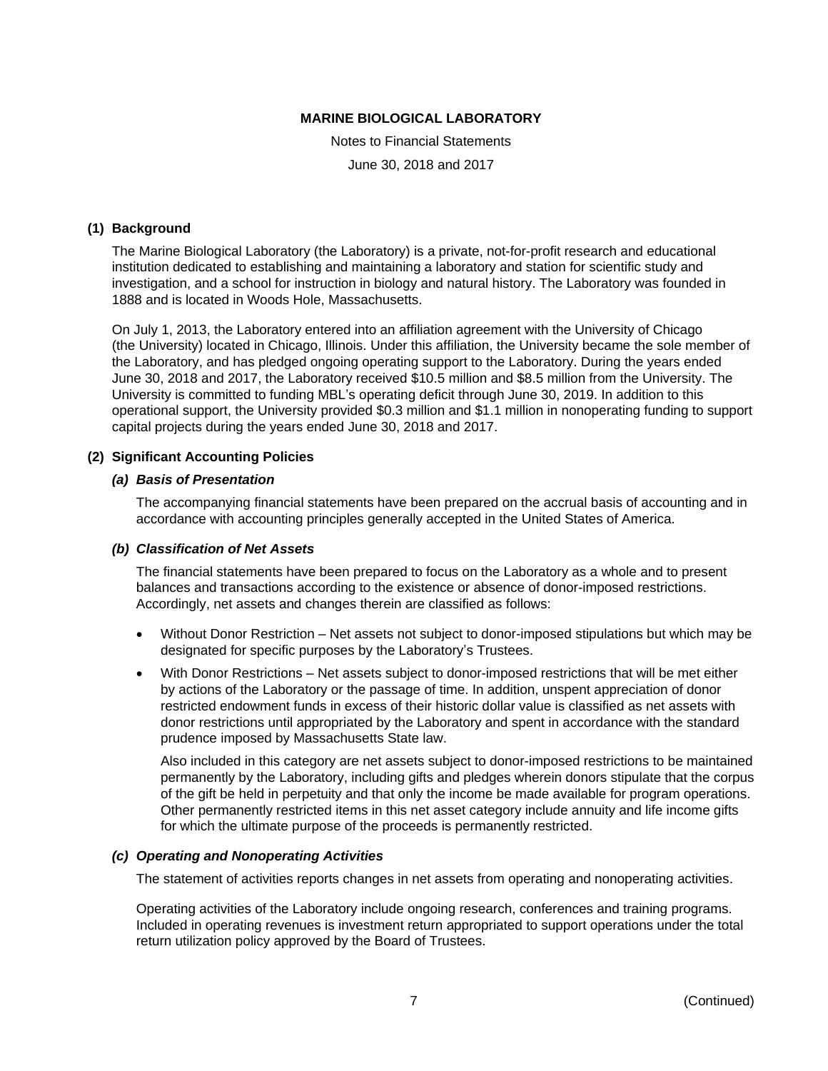**MARINE BIOLOGICAL LABORATORY**

Notes to Financial Statements

June 30, 2018 and 2017

## (1) Background

The Marine Biological Laboratory (the Laboratory) is a private, not-for-profit research and educational institution dedicated to establishing and maintaining a laboratory and station for scientific study and investigation, and a school for instruction in biology and natural history. The Laboratory was founded in 1888 and is located in Woods Hole, Massachusetts.

On July 1, 2013, the Laboratory entered into an affiliation agreement with the University of Chicago (the University) located in Chicago, Illinois. Under this affiliation, the University became the sole member of the Laboratory, and has pledged ongoing operating support to the Laboratory. During the years ended June 30, 2018 and 2017, the Laboratory received \$10.5 million and \$8.5 million from the University. The University is committed to funding MBL's operating deficit through June 30, 2019. In addition to this operational support, the University provided \$0.3 million and \$1.1 million in nonoperating funding to support capital projects during the years ended June 30, 2018 and 2017.

## (2) Significant Accounting Policies

### *(a) Basis of Presentation*

The accompanying financial statements have been prepared on the accrual basis of accounting and in accordance with accounting principles generally accepted in the United States of America.

### *(b) Classification of Net Assets*

The financial statements have been prepared to focus on the Laboratory as a whole and to present balances and transactions according to the existence or absence of donor-imposed restrictions. Accordingly, net assets and changes therein are classified as follows:

- Without Donor Restriction – Net assets not subject to donor-imposed stipulations but which may be designated for specific purposes by the Laboratory's Trustees.
- With Donor Restrictions – Net assets subject to donor-imposed restrictions that will be met either by actions of the Laboratory or the passage of time. In addition, unspent appreciation of donor restricted endowment funds in excess of their historic dollar value is classified as net assets with donor restrictions until appropriated by the Laboratory and spent in accordance with the standard prudence imposed by Massachusetts State law.

  Also included in this category are net assets subject to donor-imposed restrictions to be maintained permanently by the Laboratory, including gifts and pledges wherein donors stipulate that the corpus of the gift be held in perpetuity and that only the income be made available for program operations. Other permanently restricted items in this net asset category include annuity and life income gifts for which the ultimate purpose of the proceeds is permanently restricted.

### *(c) Operating and Nonoperating Activities*

The statement of activities reports changes in net assets from operating and nonoperating activities.

Operating activities of the Laboratory include ongoing research, conferences and training programs. Included in operating revenues is investment return appropriated to support operations under the total return utilization policy approved by the Board of Trustees.

(Continued)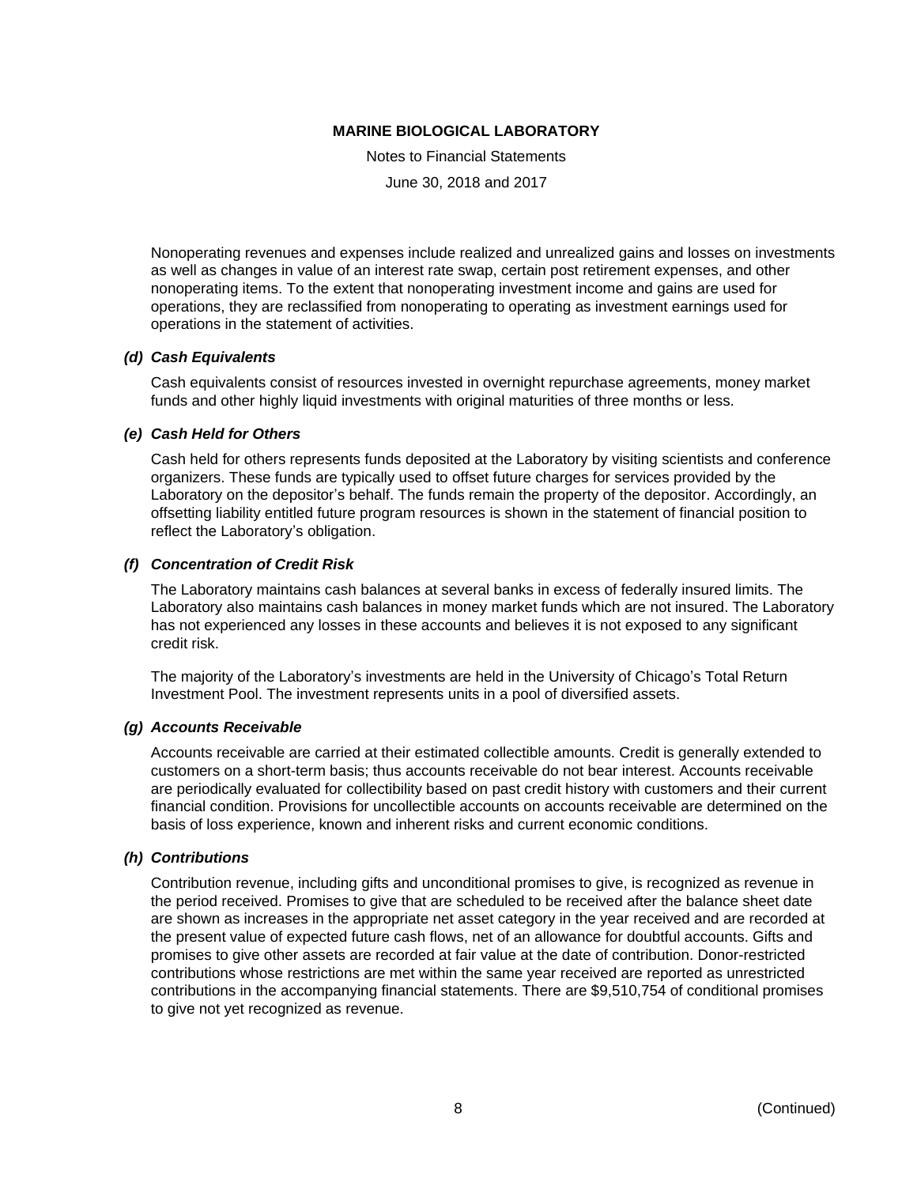Nonoperating revenues and expenses include realized and unrealized gains and losses on investments as well as changes in value of an interest rate swap, certain post retirement expenses, and other nonoperating items. To the extent that nonoperating investment income and gains are used for operations, they are reclassified from nonoperating to operating as investment earnings used for operations in the statement of activities.

### *(d) Cash Equivalents*

Cash equivalents consist of resources invested in overnight repurchase agreements, money market funds and other highly liquid investments with original maturities of three months or less.

### *(e) Cash Held for Others*

Cash held for others represents funds deposited at the Laboratory by visiting scientists and conference organizers. These funds are typically used to offset future charges for services provided by the Laboratory on the depositor's behalf. The funds remain the property of the depositor. Accordingly, an offsetting liability entitled future program resources is shown in the statement of financial position to reflect the Laboratory's obligation.

### *(f) Concentration of Credit Risk*

The Laboratory maintains cash balances at several banks in excess of federally insured limits. The Laboratory also maintains cash balances in money market funds which are not insured. The Laboratory has not experienced any losses in these accounts and believes it is not exposed to any significant credit risk.

The majority of the Laboratory's investments are held in the University of Chicago's Total Return Investment Pool. The investment represents units in a pool of diversified assets.

### *(g) Accounts Receivable*

Accounts receivable are carried at their estimated collectible amounts. Credit is generally extended to customers on a short-term basis; thus accounts receivable do not bear interest. Accounts receivable are periodically evaluated for collectibility based on past credit history with customers and their current financial condition. Provisions for uncollectible accounts on accounts receivable are determined on the basis of loss experience, known and inherent risks and current economic conditions.

### *(h) Contributions*

Contribution revenue, including gifts and unconditional promises to give, is recognized as revenue in the period received. Promises to give that are scheduled to be received after the balance sheet date are shown as increases in the appropriate net asset category in the year received and are recorded at the present value of expected future cash flows, net of an allowance for doubtful accounts. Gifts and promises to give other assets are recorded at fair value at the date of contribution. Donor-restricted contributions whose restrictions are met within the same year received are reported as unrestricted contributions in the accompanying financial statements. There are $9,510,754 of conditional promises to give not yet recognized as revenue.

(Continued)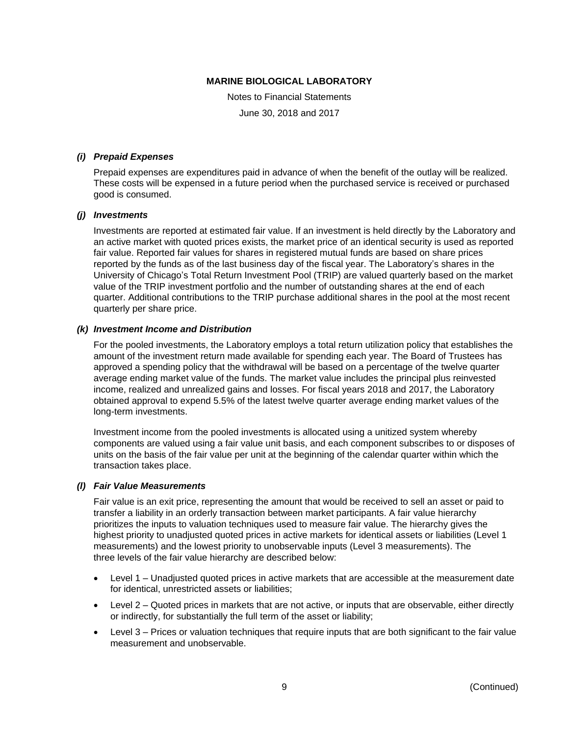# MARINE BIOLOGICAL LABORATORY

Notes to Financial Statements

June 30, 2018 and 2017

### *(i) Prepaid Expenses*

Prepaid expenses are expenditures paid in advance of when the benefit of the outlay will be realized. These costs will be expensed in a future period when the purchased service is received or purchased good is consumed.

### *(j) Investments*

Investments are reported at estimated fair value. If an investment is held directly by the Laboratory and an active market with quoted prices exists, the market price of an identical security is used as reported fair value. Reported fair values for shares in registered mutual funds are based on share prices reported by the funds as of the last business day of the fiscal year. The Laboratory's shares in the University of Chicago's Total Return Investment Pool (TRIP) are valued quarterly based on the market value of the TRIP investment portfolio and the number of outstanding shares at the end of each quarter. Additional contributions to the TRIP purchase additional shares in the pool at the most recent quarterly per share price.

### *(k) Investment Income and Distribution*

For the pooled investments, the Laboratory employs a total return utilization policy that establishes the amount of the investment return made available for spending each year. The Board of Trustees has approved a spending policy that the withdrawal will be based on a percentage of the twelve quarter average ending market value of the funds. The market value includes the principal plus reinvested income, realized and unrealized gains and losses. For fiscal years 2018 and 2017, the Laboratory obtained approval to expend 5.5% of the latest twelve quarter average ending market values of the long-term investments.

Investment income from the pooled investments is allocated using a unitized system whereby components are valued using a fair value unit basis, and each component subscribes to or disposes of units on the basis of the fair value per unit at the beginning of the calendar quarter within which the transaction takes place.

### *(l) Fair Value Measurements*

Fair value is an exit price, representing the amount that would be received to sell an asset or paid to transfer a liability in an orderly transaction between market participants. A fair value hierarchy prioritizes the inputs to valuation techniques used to measure fair value. The hierarchy gives the highest priority to unadjusted quoted prices in active markets for identical assets or liabilities (Level 1 measurements) and the lowest priority to unobservable inputs (Level 3 measurements). The three levels of the fair value hierarchy are described below:

- Level 1 – Unadjusted quoted prices in active markets that are accessible at the measurement date for identical, unrestricted assets or liabilities;
- Level 2 – Quoted prices in markets that are not active, or inputs that are observable, either directly or indirectly, for substantially the full term of the asset or liability;
- Level 3 – Prices or valuation techniques that require inputs that are both significant to the fair value measurement and unobservable.

(Continued)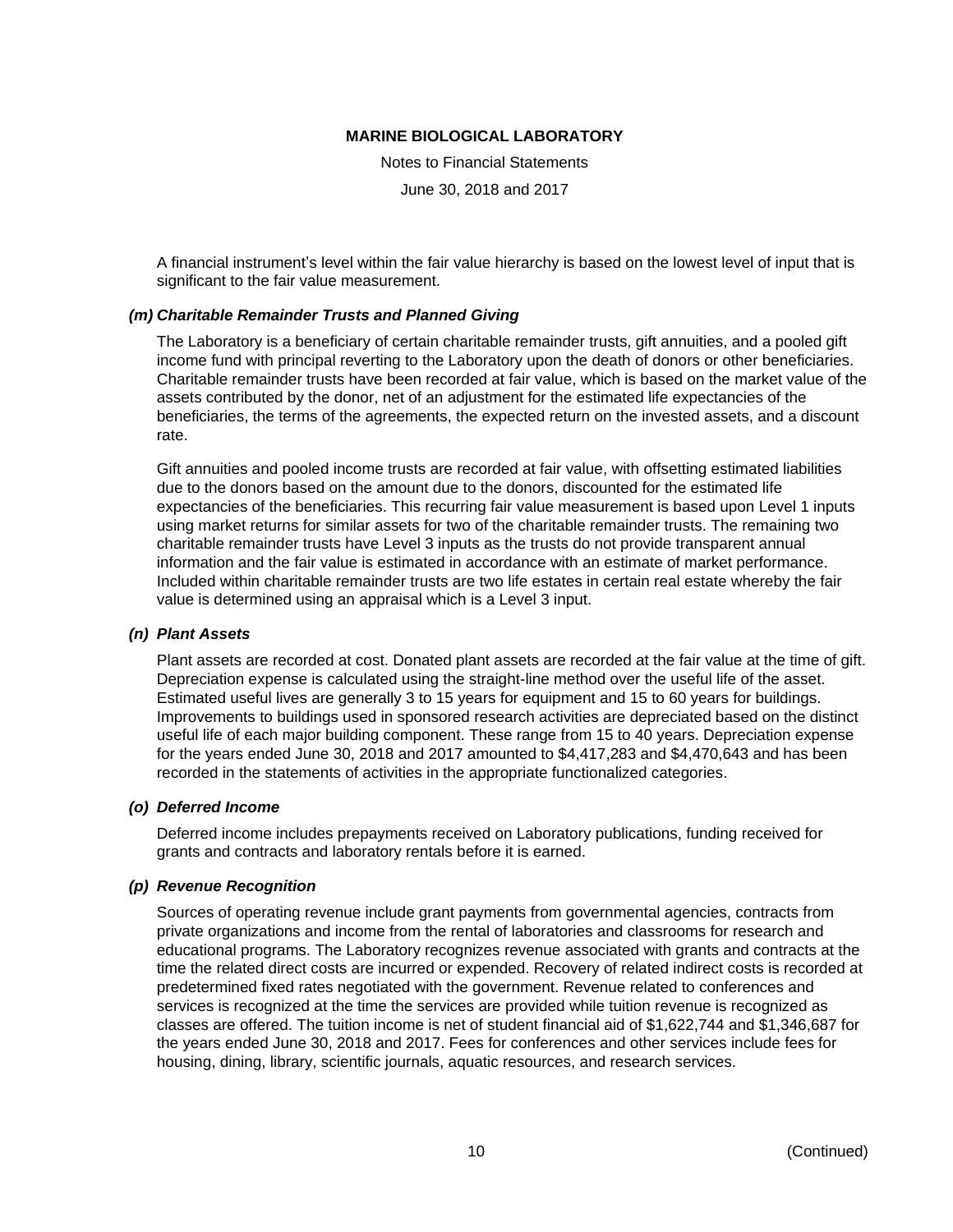A financial instrument's level within the fair value hierarchy is based on the lowest level of input that is significant to the fair value measurement.

### *(m) Charitable Remainder Trusts and Planned Giving*

The Laboratory is a beneficiary of certain charitable remainder trusts, gift annuities, and a pooled gift income fund with principal reverting to the Laboratory upon the death of donors or other beneficiaries. Charitable remainder trusts have been recorded at fair value, which is based on the market value of the assets contributed by the donor, net of an adjustment for the estimated life expectancies of the beneficiaries, the terms of the agreements, the expected return on the invested assets, and a discount rate.

Gift annuities and pooled income trusts are recorded at fair value, with offsetting estimated liabilities due to the donors based on the amount due to the donors, discounted for the estimated life expectancies of the beneficiaries. This recurring fair value measurement is based upon Level 1 inputs using market returns for similar assets for two of the charitable remainder trusts. The remaining two charitable remainder trusts have Level 3 inputs as the trusts do not provide transparent annual information and the fair value is estimated in accordance with an estimate of market performance. Included within charitable remainder trusts are two life estates in certain real estate whereby the fair value is determined using an appraisal which is a Level 3 input.

### *(n) Plant Assets*

Plant assets are recorded at cost. Donated plant assets are recorded at the fair value at the time of gift. Depreciation expense is calculated using the straight-line method over the useful life of the asset. Estimated useful lives are generally 3 to 15 years for equipment and 15 to 60 years for buildings. Improvements to buildings used in sponsored research activities are depreciated based on the distinct useful life of each major building component. These range from 15 to 40 years. Depreciation expense for the years ended June 30, 2018 and 2017 amounted to $4,417,283 and $4,470,643 and has been recorded in the statements of activities in the appropriate functionalized categories.

### *(o) Deferred Income*

Deferred income includes prepayments received on Laboratory publications, funding received for grants and contracts and laboratory rentals before it is earned.

### *(p) Revenue Recognition*

Sources of operating revenue include grant payments from governmental agencies, contracts from private organizations and income from the rental of laboratories and classrooms for research and educational programs. The Laboratory recognizes revenue associated with grants and contracts at the time the related direct costs are incurred or expended. Recovery of related indirect costs is recorded at predetermined fixed rates negotiated with the government. Revenue related to conferences and services is recognized at the time the services are provided while tuition revenue is recognized as classes are offered. The tuition income is net of student financial aid of $1,622,744 and $1,346,687 for the years ended June 30, 2018 and 2017. Fees for conferences and other services include fees for housing, dining, library, scientific journals, aquatic resources, and research services.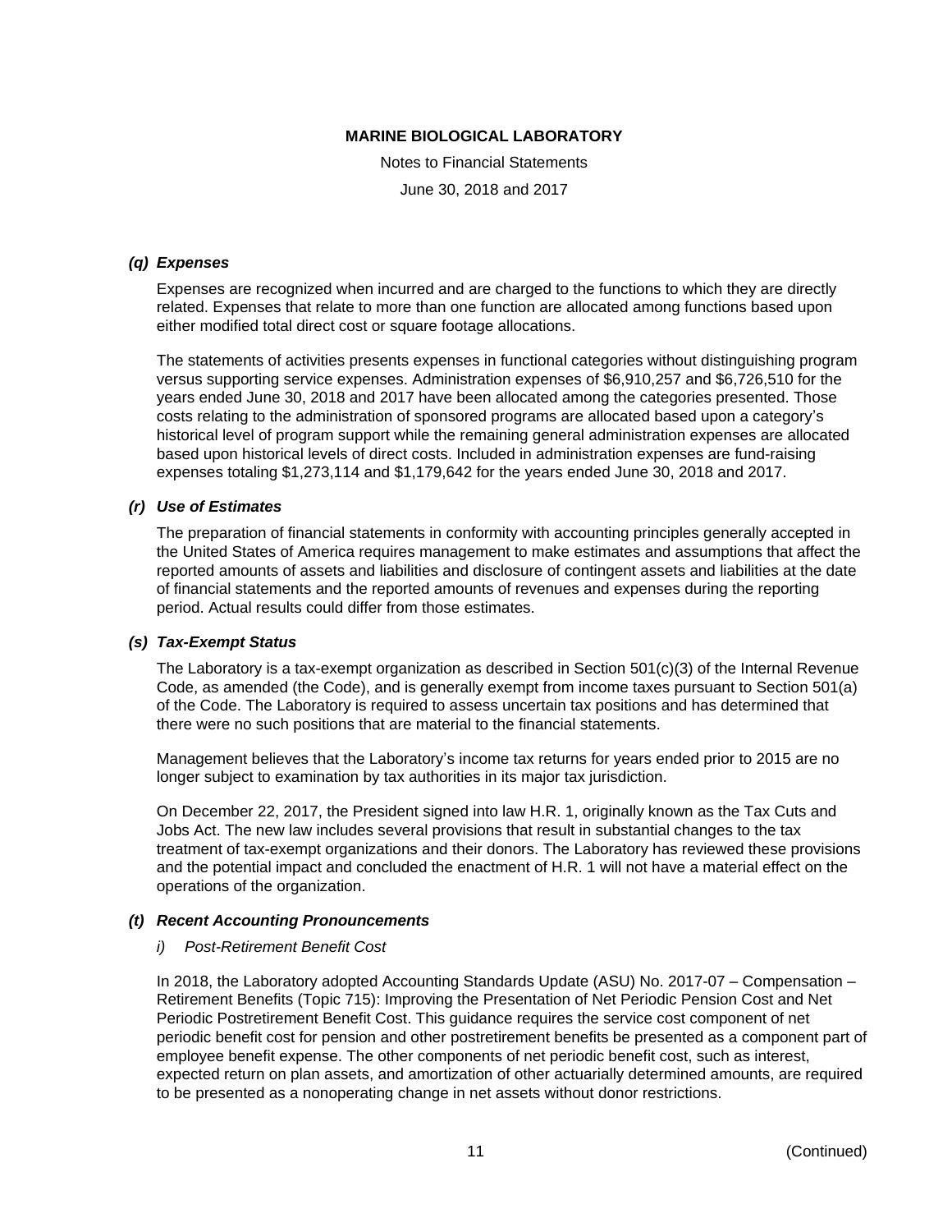### *(q) Expenses*

Expenses are recognized when incurred and are charged to the functions to which they are directly related. Expenses that relate to more than one function are allocated among functions based upon either modified total direct cost or square footage allocations.

The statements of activities presents expenses in functional categories without distinguishing program versus supporting service expenses. Administration expenses of $6,910,257 and $6,726,510 for the years ended June 30, 2018 and 2017 have been allocated among the categories presented. Those costs relating to the administration of sponsored programs are allocated based upon a category's historical level of program support while the remaining general administration expenses are allocated based upon historical levels of direct costs. Included in administration expenses are fund-raising expenses totaling $1,273,114 and $1,179,642 for the years ended June 30, 2018 and 2017.

### *(r) Use of Estimates*

The preparation of financial statements in conformity with accounting principles generally accepted in the United States of America requires management to make estimates and assumptions that affect the reported amounts of assets and liabilities and disclosure of contingent assets and liabilities at the date of financial statements and the reported amounts of revenues and expenses during the reporting period. Actual results could differ from those estimates.

### *(s) Tax-Exempt Status*

The Laboratory is a tax-exempt organization as described in Section 501(c)(3) of the Internal Revenue Code, as amended (the Code), and is generally exempt from income taxes pursuant to Section 501(a) of the Code. The Laboratory is required to assess uncertain tax positions and has determined that there were no such positions that are material to the financial statements.

Management believes that the Laboratory's income tax returns for years ended prior to 2015 are no longer subject to examination by tax authorities in its major tax jurisdiction.

On December 22, 2017, the President signed into law H.R. 1, originally known as the Tax Cuts and Jobs Act. The new law includes several provisions that result in substantial changes to the tax treatment of tax-exempt organizations and their donors. The Laboratory has reviewed these provisions and the potential impact and concluded the enactment of H.R. 1 will not have a material effect on the operations of the organization.

### *(t) Recent Accounting Pronouncements*

*i) Post-Retirement Benefit Cost*

In 2018, the Laboratory adopted Accounting Standards Update (ASU) No. 2017-07 – Compensation – Retirement Benefits (Topic 715): Improving the Presentation of Net Periodic Pension Cost and Net Periodic Postretirement Benefit Cost. This guidance requires the service cost component of net periodic benefit cost for pension and other postretirement benefits be presented as a component part of employee benefit expense. The other components of net periodic benefit cost, such as interest, expected return on plan assets, and amortization of other actuarially determined amounts, are required to be presented as a nonoperating change in net assets without donor restrictions.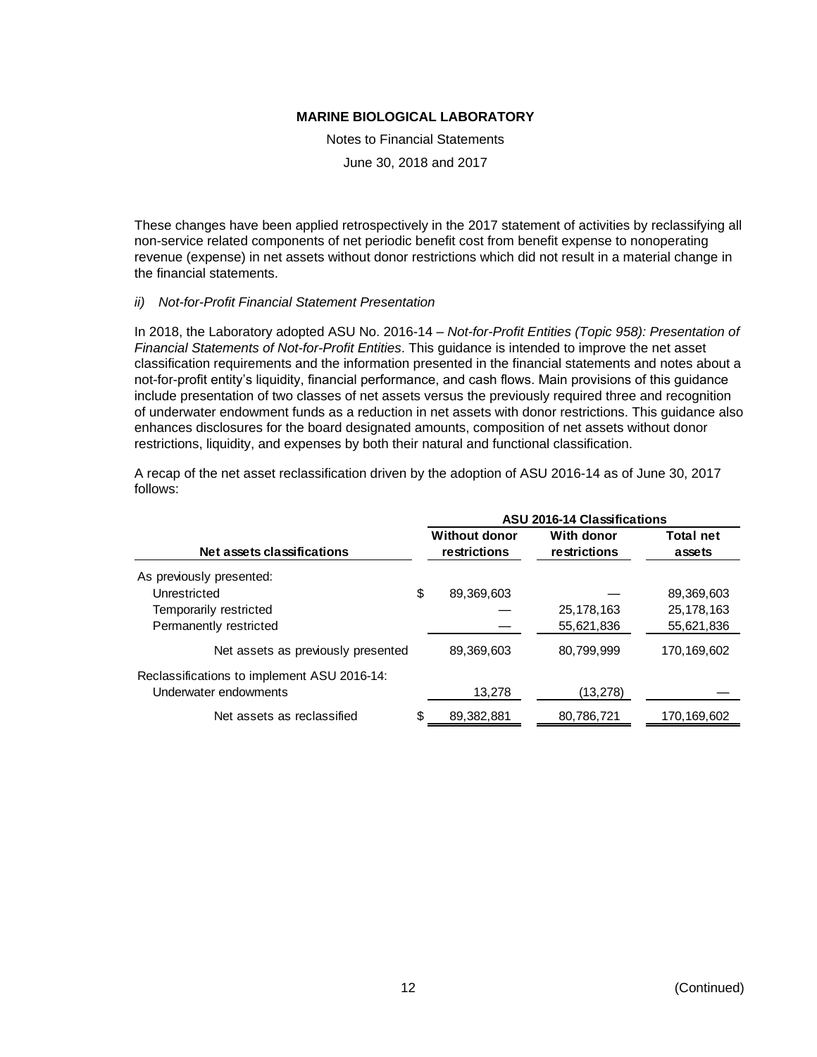These changes have been applied retrospectively in the 2017 statement of activities by reclassifying all non-service related components of net periodic benefit cost from benefit expense to nonoperating revenue (expense) in net assets without donor restrictions which did not result in a material change in the financial statements.

*ii) Not-for-Profit Financial Statement Presentation*

In 2018, the Laboratory adopted ASU No. 2016-14 – *Not-for-Profit Entities (Topic 958): Presentation of Financial Statements of Not-for-Profit Entities*. This guidance is intended to improve the net asset classification requirements and the information presented in the financial statements and notes about a not-for-profit entity's liquidity, financial performance, and cash flows. Main provisions of this guidance include presentation of two classes of net assets versus the previously required three and recognition of underwater endowment funds as a reduction in net assets with donor restrictions. This guidance also enhances disclosures for the board designated amounts, composition of net assets without donor restrictions, liquidity, and expenses by both their natural and functional classification.

A recap of the net asset reclassification driven by the adoption of ASU 2016-14 as of June 30, 2017 follows:

| | ASU 2016-14 Classifications | | |
|---|---|---|---|
| **Net assets classifications** | **Without donor restrictions** | **With donor restrictions** | **Total net assets** |
| As previously presented: | | | |
| Unrestricted | $ 89,369,603 | — | 89,369,603 |
| Temporarily restricted | — | 25,178,163 | 25,178,163 |
| Permanently restricted | — | 55,621,836 | 55,621,836 |
| Net assets as previously presented | 89,369,603 | 80,799,999 | 170,169,602 |
| Reclassifications to implement ASU 2016-14: | | | |
| Underwater endowments | 13,278 | (13,278) | — |
| Net assets as reclassified | $ 89,382,881 | 80,786,721 | 170,169,602 |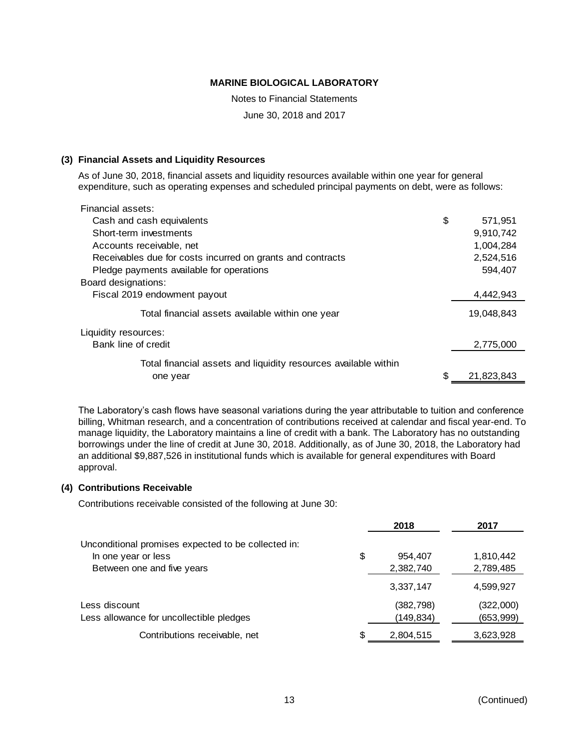**MARINE BIOLOGICAL LABORATORY**

Notes to Financial Statements

June 30, 2018 and 2017

### (3) Financial Assets and Liquidity Resources

As of June 30, 2018, financial assets and liquidity resources available within one year for general expenditure, such as operating expenses and scheduled principal payments on debt, were as follows:

| | |
|---|---|
| Financial assets: | |
| Cash and cash equivalents | $ 571,951 |
| Short-term investments | 9,910,742 |
| Accounts receivable, net | 1,004,284 |
| Receivables due for costs incurred on grants and contracts | 2,524,516 |
| Pledge payments available for operations | 594,407 |
| Board designations: | |
| Fiscal 2019 endowment payout | 4,442,943 |
| Total financial assets available within one year | 19,048,843 |
| Liquidity resources: | |
| Bank line of credit | 2,775,000 |
| Total financial assets and liquidity resources available within one year | $ 21,823,843 |

The Laboratory's cash flows have seasonal variations during the year attributable to tuition and conference billing, Whitman research, and a concentration of contributions received at calendar and fiscal year-end. To manage liquidity, the Laboratory maintains a line of credit with a bank. The Laboratory has no outstanding borrowings under the line of credit at June 30, 2018. Additionally, as of June 30, 2018, the Laboratory had an additional $9,887,526 in institutional funds which is available for general expenditures with Board approval.

### (4) Contributions Receivable

Contributions receivable consisted of the following at June 30:

| | 2018 | 2017 |
|---|---|---|
| Unconditional promises expected to be collected in: | | |
| In one year or less | $ 954,407 | 1,810,442 |
| Between one and five years | 2,382,740 | 2,789,485 |
| | 3,337,147 | 4,599,927 |
| Less discount | (382,798) | (322,000) |
| Less allowance for uncollectible pledges | (149,834) | (653,999) |
| Contributions receivable, net | $ 2,804,515 | 3,623,928 |

(Continued)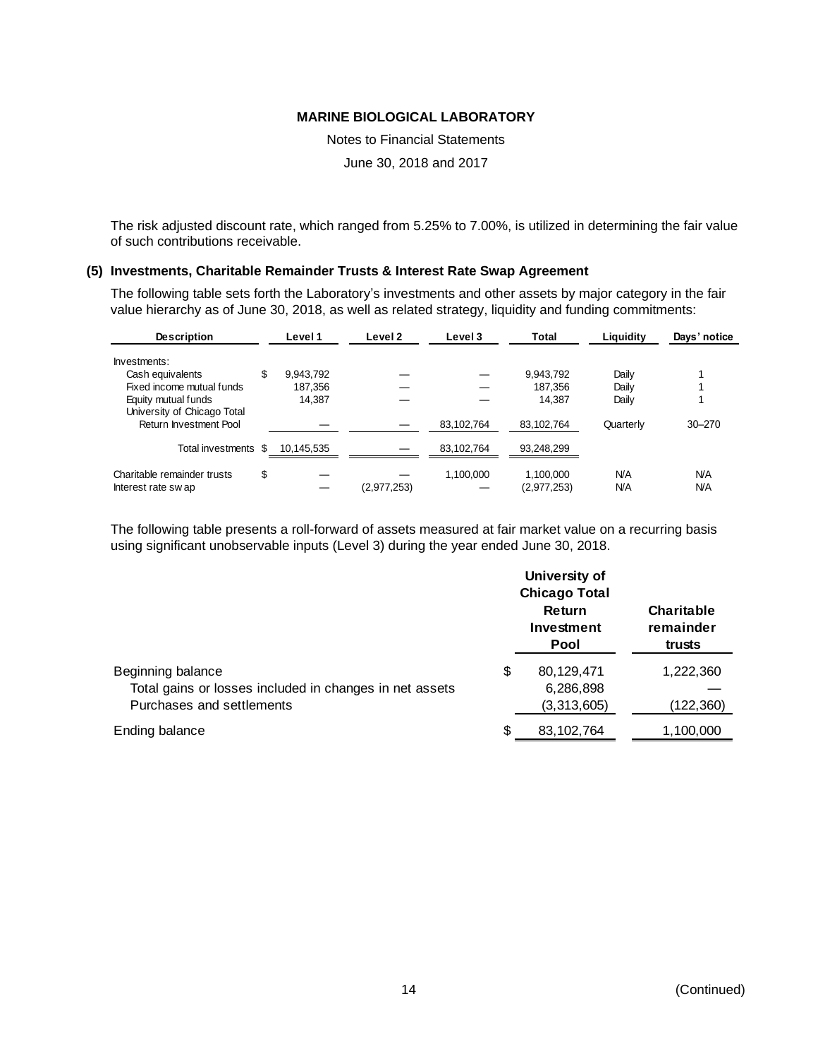The risk adjusted discount rate, which ranged from 5.25% to 7.00%, is utilized in determining the fair value of such contributions receivable.

## (5) Investments, Charitable Remainder Trusts & Interest Rate Swap Agreement

The following table sets forth the Laboratory's investments and other assets by major category in the fair value hierarchy as of June 30, 2018, as well as related strategy, liquidity and funding commitments:

| Description | Level 1 | Level 2 | Level 3 | Total | Liquidity | Days' notice |
|---|---|---|---|---|---|---|
| Investments: | | | | | | |
| Cash equivalents | $ 9,943,792 | — | — | 9,943,792 | Daily | 1 |
| Fixed income mutual funds | 187,356 | — | — | 187,356 | Daily | 1 |
| Equity mutual funds | 14,387 | — | — | 14,387 | Daily | 1 |
| University of Chicago Total Return Investment Pool | — | — | 83,102,764 | 83,102,764 | Quarterly | 30–270 |
| Total investments | $ 10,145,535 | — | 83,102,764 | 93,248,299 | | |
| Charitable remainder trusts | $ — | — | 1,100,000 | 1,100,000 | N/A | N/A |
| Interest rate swap | — | (2,977,253) | — | (2,977,253) | N/A | N/A |

The following table presents a roll-forward of assets measured at fair market value on a recurring basis using significant unobservable inputs (Level 3) during the year ended June 30, 2018.

| | University of Chicago Total Return Investment Pool | Charitable remainder trusts |
|---|---|---|
| Beginning balance | $ 80,129,471 | 1,222,360 |
| Total gains or losses included in changes in net assets | 6,286,898 | — |
| Purchases and settlements | (3,313,605) | (122,360) |
| Ending balance | $ 83,102,764 | 1,100,000 |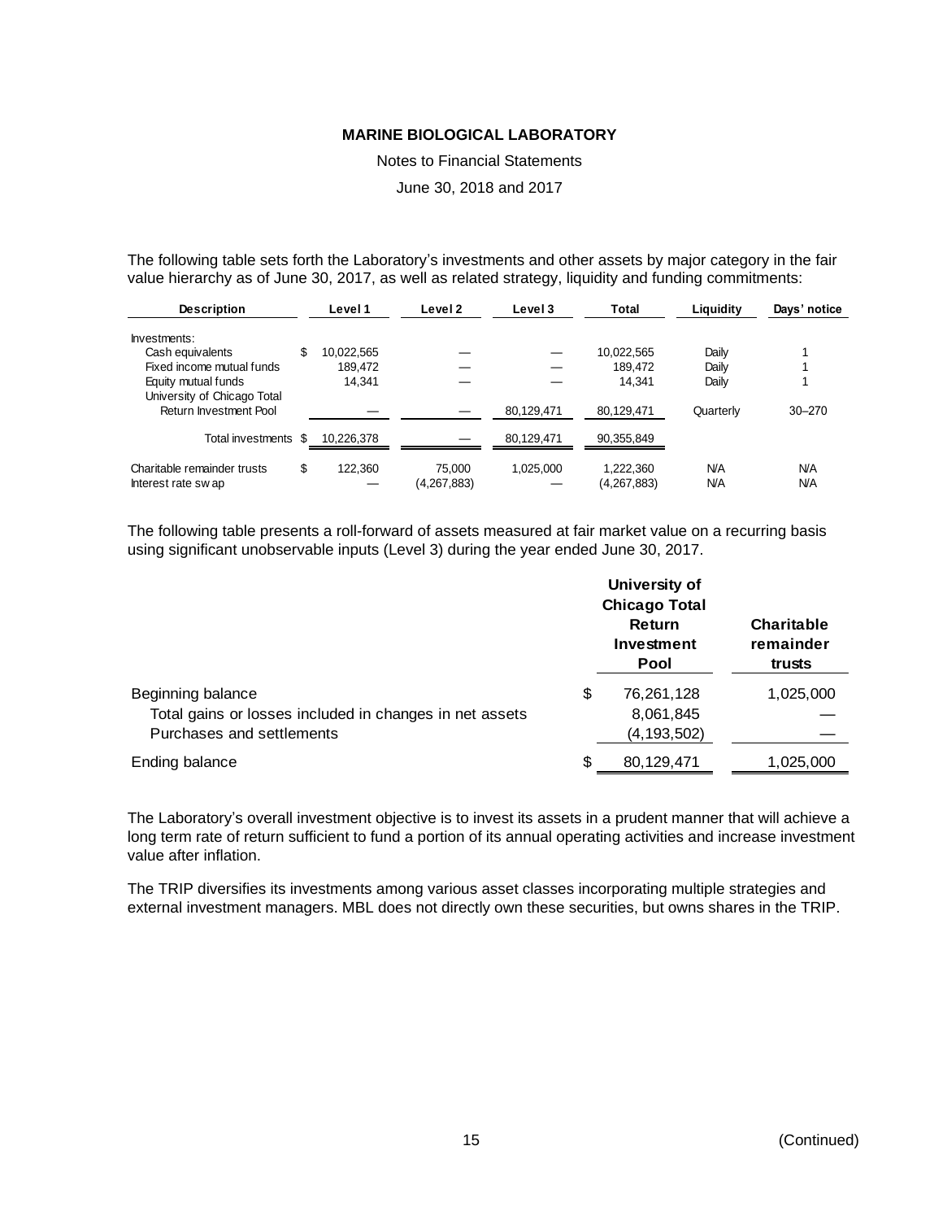# MARINE BIOLOGICAL LABORATORY

Notes to Financial Statements

June 30, 2018 and 2017

The following table sets forth the Laboratory's investments and other assets by major category in the fair value hierarchy as of June 30, 2017, as well as related strategy, liquidity and funding commitments:

| Description | Level 1 | Level 2 | Level 3 | Total | Liquidity | Days' notice |
|---|---|---|---|---|---|---|
| Investments: | | | | | | |
| Cash equivalents | $ 10,022,565 | — | — | 10,022,565 | Daily | 1 |
| Fixed income mutual funds | 189,472 | — | — | 189,472 | Daily | 1 |
| Equity mutual funds | 14,341 | — | — | 14,341 | Daily | 1 |
| University of Chicago Total Return Investment Pool | — | — | 80,129,471 | 80,129,471 | Quarterly | 30–270 |
| Total investments | $ 10,226,378 | — | 80,129,471 | 90,355,849 | | |
| Charitable remainder trusts | $ 122,360 | 75,000 | 1,025,000 | 1,222,360 | N/A | N/A |
| Interest rate swap | — | (4,267,883) | — | (4,267,883) | N/A | N/A |

The following table presents a roll-forward of assets measured at fair market value on a recurring basis using significant unobservable inputs (Level 3) during the year ended June 30, 2017.

| | University of Chicago Total Return Investment Pool | Charitable remainder trusts |
|---|---|---|
| Beginning balance | $ 76,261,128 | 1,025,000 |
| Total gains or losses included in changes in net assets | 8,061,845 | — |
| Purchases and settlements | (4,193,502) | — |
| Ending balance | $ 80,129,471 | 1,025,000 |

The Laboratory's overall investment objective is to invest its assets in a prudent manner that will achieve a long term rate of return sufficient to fund a portion of its annual operating activities and increase investment value after inflation.

The TRIP diversifies its investments among various asset classes incorporating multiple strategies and external investment managers. MBL does not directly own these securities, but owns shares in the TRIP.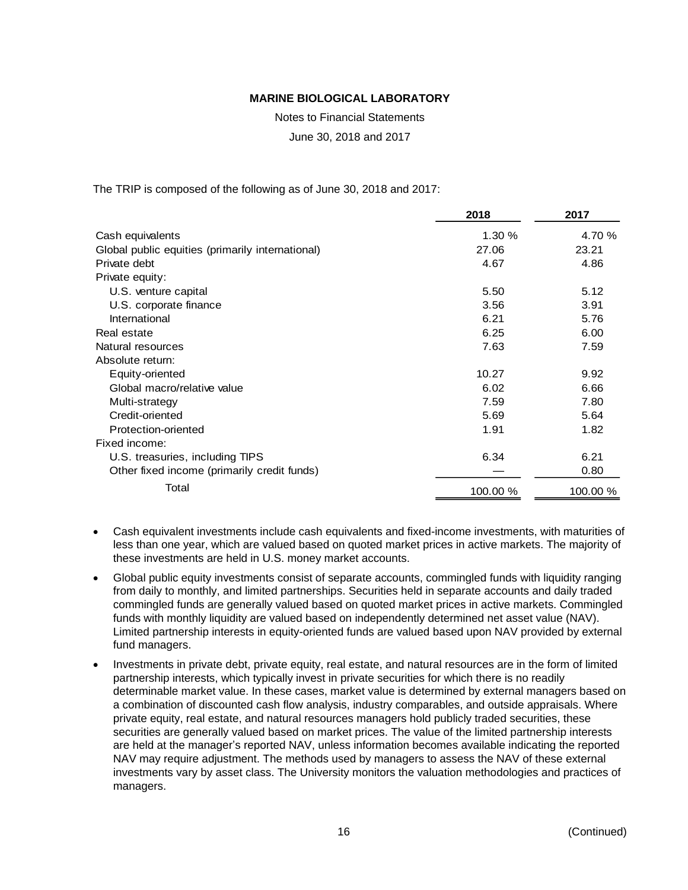The TRIP is composed of the following as of June 30, 2018 and 2017:

| | 2018 | 2017 |
|---|---|---|
| Cash equivalents | 1.30 % | 4.70 % |
| Global public equities (primarily international) | 27.06 | 23.21 |
| Private debt | 4.67 | 4.86 |
| Private equity: | | |
| U.S. venture capital | 5.50 | 5.12 |
| U.S. corporate finance | 3.56 | 3.91 |
| International | 6.21 | 5.76 |
| Real estate | 6.25 | 6.00 |
| Natural resources | 7.63 | 7.59 |
| Absolute return: | | |
| Equity-oriented | 10.27 | 9.92 |
| Global macro/relative value | 6.02 | 6.66 |
| Multi-strategy | 7.59 | 7.80 |
| Credit-oriented | 5.69 | 5.64 |
| Protection-oriented | 1.91 | 1.82 |
| Fixed income: | | |
| U.S. treasuries, including TIPS | 6.34 | 6.21 |
| Other fixed income (primarily credit funds) | — | 0.80 |
| Total | 100.00 % | 100.00 % |

- Cash equivalent investments include cash equivalents and fixed-income investments, with maturities of less than one year, which are valued based on quoted market prices in active markets. The majority of these investments are held in U.S. money market accounts.
- Global public equity investments consist of separate accounts, commingled funds with liquidity ranging from daily to monthly, and limited partnerships. Securities held in separate accounts and daily traded commingled funds are generally valued based on quoted market prices in active markets. Commingled funds with monthly liquidity are valued based on independently determined net asset value (NAV). Limited partnership interests in equity-oriented funds are valued based upon NAV provided by external fund managers.
- Investments in private debt, private equity, real estate, and natural resources are in the form of limited partnership interests, which typically invest in private securities for which there is no readily determinable market value. In these cases, market value is determined by external managers based on a combination of discounted cash flow analysis, industry comparables, and outside appraisals. Where private equity, real estate, and natural resources managers hold publicly traded securities, these securities are generally valued based on market prices. The value of the limited partnership interests are held at the manager's reported NAV, unless information becomes available indicating the reported NAV may require adjustment. The methods used by managers to assess the NAV of these external investments vary by asset class. The University monitors the valuation methodologies and practices of managers.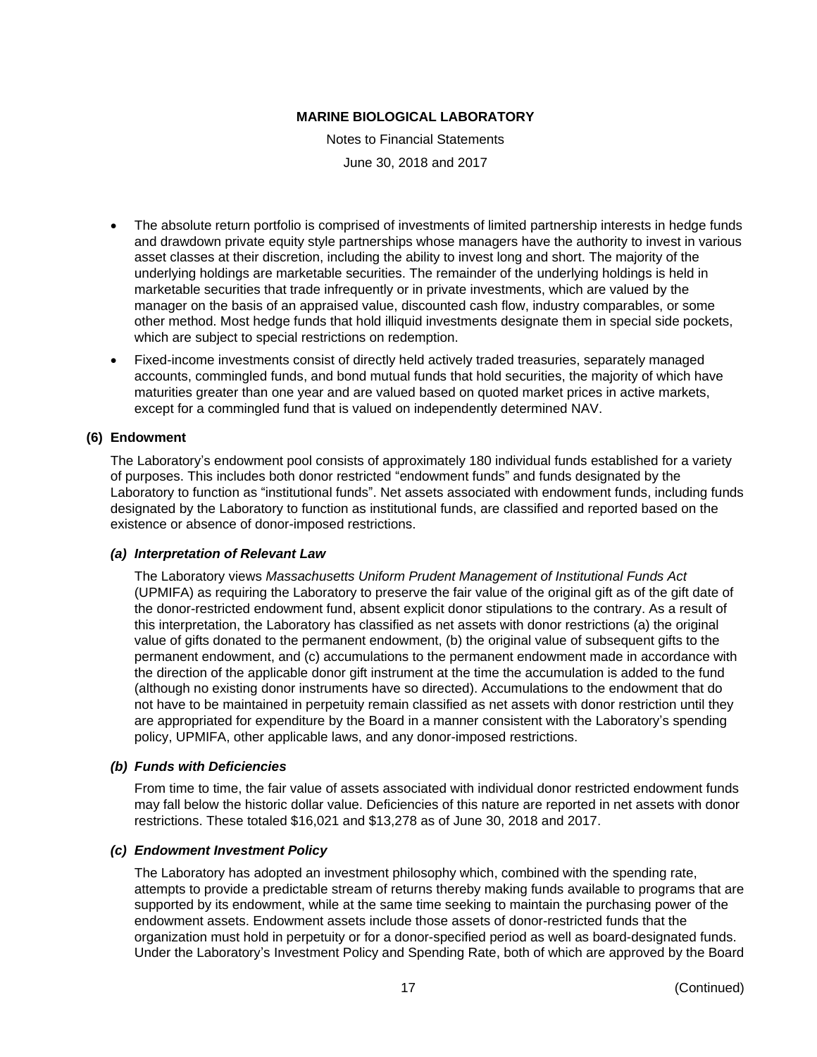- The absolute return portfolio is comprised of investments of limited partnership interests in hedge funds and drawdown private equity style partnerships whose managers have the authority to invest in various asset classes at their discretion, including the ability to invest long and short. The majority of the underlying holdings are marketable securities. The remainder of the underlying holdings is held in marketable securities that trade infrequently or in private investments, which are valued by the manager on the basis of an appraised value, discounted cash flow, industry comparables, or some other method. Most hedge funds that hold illiquid investments designate them in special side pockets, which are subject to special restrictions on redemption.
- Fixed-income investments consist of directly held actively traded treasuries, separately managed accounts, commingled funds, and bond mutual funds that hold securities, the majority of which have maturities greater than one year and are valued based on quoted market prices in active markets, except for a commingled fund that is valued on independently determined NAV.

## (6) Endowment

The Laboratory's endowment pool consists of approximately 180 individual funds established for a variety of purposes. This includes both donor restricted "endowment funds" and funds designated by the Laboratory to function as "institutional funds". Net assets associated with endowment funds, including funds designated by the Laboratory to function as institutional funds, are classified and reported based on the existence or absence of donor-imposed restrictions.

### *(a) Interpretation of Relevant Law*

The Laboratory views *Massachusetts Uniform Prudent Management of Institutional Funds Act* (UPMIFA) as requiring the Laboratory to preserve the fair value of the original gift as of the gift date of the donor-restricted endowment fund, absent explicit donor stipulations to the contrary. As a result of this interpretation, the Laboratory has classified as net assets with donor restrictions (a) the original value of gifts donated to the permanent endowment, (b) the original value of subsequent gifts to the permanent endowment, and (c) accumulations to the permanent endowment made in accordance with the direction of the applicable donor gift instrument at the time the accumulation is added to the fund (although no existing donor instruments have so directed). Accumulations to the endowment that do not have to be maintained in perpetuity remain classified as net assets with donor restriction until they are appropriated for expenditure by the Board in a manner consistent with the Laboratory's spending policy, UPMIFA, other applicable laws, and any donor-imposed restrictions.

### *(b) Funds with Deficiencies*

From time to time, the fair value of assets associated with individual donor restricted endowment funds may fall below the historic dollar value. Deficiencies of this nature are reported in net assets with donor restrictions. These totaled $16,021 and $13,278 as of June 30, 2018 and 2017.

### *(c) Endowment Investment Policy*

The Laboratory has adopted an investment philosophy which, combined with the spending rate, attempts to provide a predictable stream of returns thereby making funds available to programs that are supported by its endowment, while at the same time seeking to maintain the purchasing power of the endowment assets. Endowment assets include those assets of donor-restricted funds that the organization must hold in perpetuity or for a donor-specified period as well as board-designated funds. Under the Laboratory's Investment Policy and Spending Rate, both of which are approved by the Board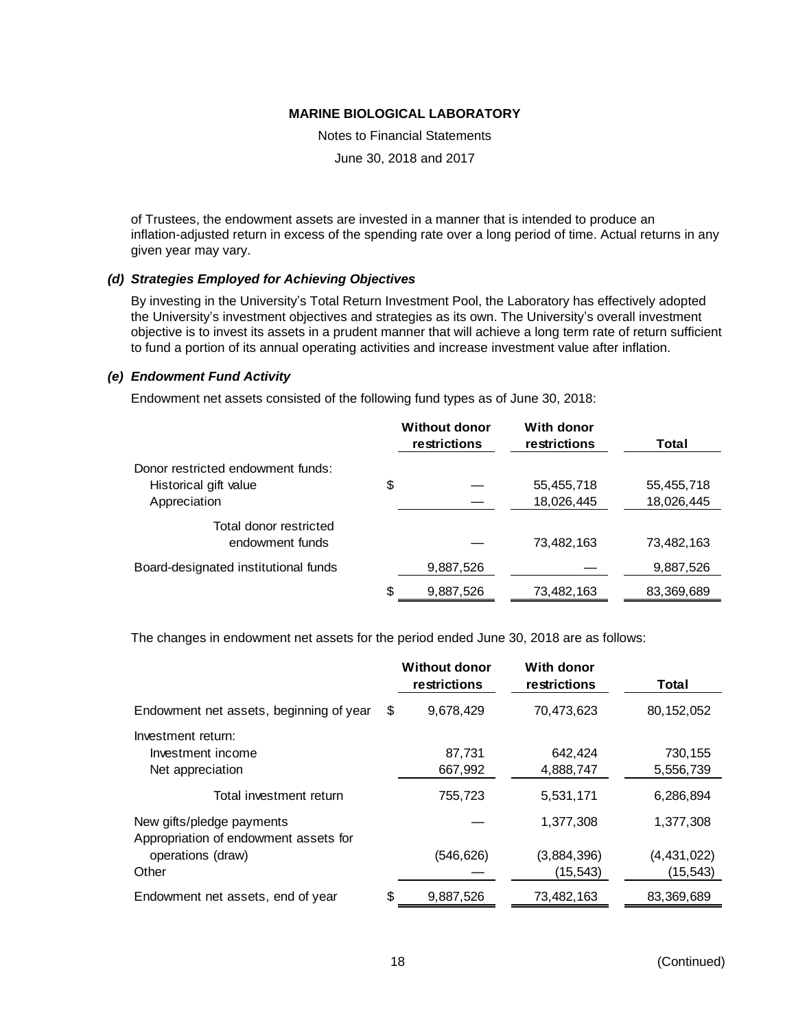of Trustees, the endowment assets are invested in a manner that is intended to produce an inflation-adjusted return in excess of the spending rate over a long period of time. Actual returns in any given year may vary.

### *(d) Strategies Employed for Achieving Objectives*

By investing in the University's Total Return Investment Pool, the Laboratory has effectively adopted the University's investment objectives and strategies as its own. The University's overall investment objective is to invest its assets in a prudent manner that will achieve a long term rate of return sufficient to fund a portion of its annual operating activities and increase investment value after inflation.

### *(e) Endowment Fund Activity*

Endowment net assets consisted of the following fund types as of June 30, 2018:

| | Without donor restrictions | With donor restrictions | Total |
|---|---|---|---|
| Donor restricted endowment funds: | | | |
| Historical gift value | $ — | 55,455,718 | 55,455,718 |
| Appreciation | — | 18,026,445 | 18,026,445 |
| Total donor restricted endowment funds | — | 73,482,163 | 73,482,163 |
| Board-designated institutional funds | 9,887,526 | — | 9,887,526 |
| | $ 9,887,526 | 73,482,163 | 83,369,689 |

The changes in endowment net assets for the period ended June 30, 2018 are as follows:

| | Without donor restrictions | With donor restrictions | Total |
|---|---|---|---|
| Endowment net assets, beginning of year | $ 9,678,429 | 70,473,623 | 80,152,052 |
| Investment return: | | | |
| Investment income | 87,731 | 642,424 | 730,155 |
| Net appreciation | 667,992 | 4,888,747 | 5,556,739 |
| Total investment return | 755,723 | 5,531,171 | 6,286,894 |
| New gifts/pledge payments | — | 1,377,308 | 1,377,308 |
| Appropriation of endowment assets for operations (draw) | (546,626) | (3,884,396) | (4,431,022) |
| Other | — | (15,543) | (15,543) |
| Endowment net assets, end of year | $ 9,887,526 | 73,482,163 | 83,369,689 |

(Continued)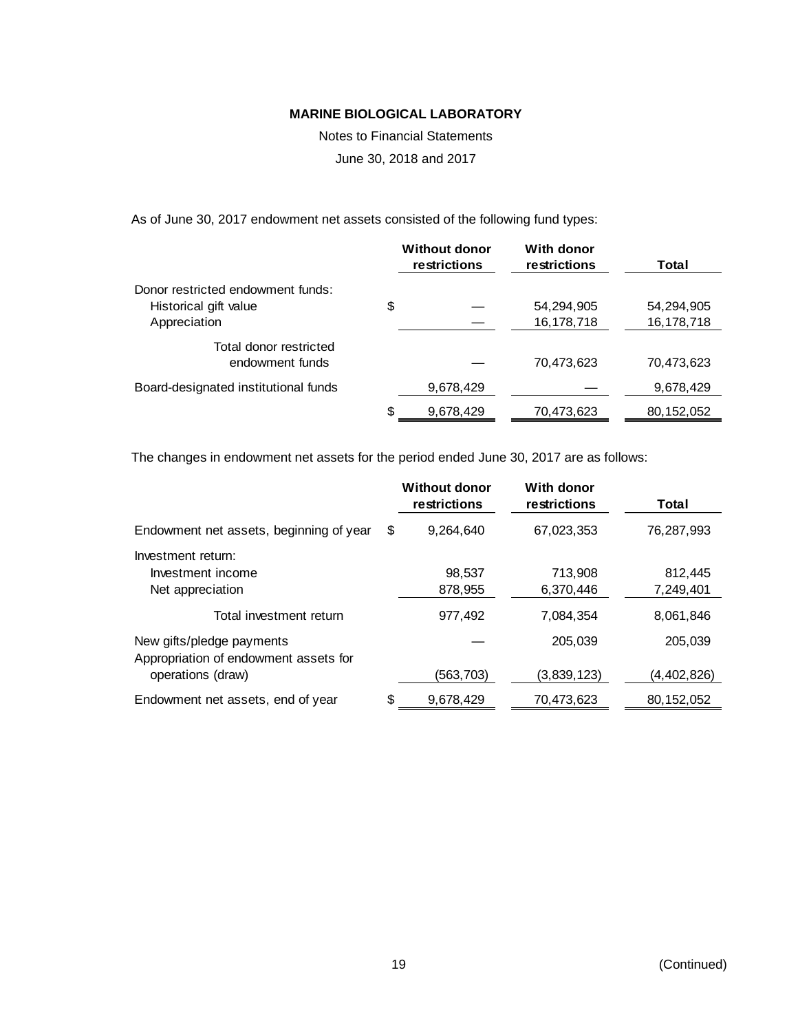**MARINE BIOLOGICAL LABORATORY**

Notes to Financial Statements

June 30, 2018 and 2017

As of June 30, 2017 endowment net assets consisted of the following fund types:

| | Without donor restrictions | With donor restrictions | Total |
|---|---|---|---|
| Donor restricted endowment funds: | | | |
| Historical gift value | $ — | 54,294,905 | 54,294,905 |
| Appreciation | — | 16,178,718 | 16,178,718 |
| Total donor restricted endowment funds | — | 70,473,623 | 70,473,623 |
| Board-designated institutional funds | 9,678,429 | — | 9,678,429 |
| | $ 9,678,429 | 70,473,623 | 80,152,052 |

The changes in endowment net assets for the period ended June 30, 2017 are as follows:

| | Without donor restrictions | With donor restrictions | Total |
|---|---|---|---|
| Endowment net assets, beginning of year | $ 9,264,640 | 67,023,353 | 76,287,993 |
| Investment return: | | | |
| Investment income | 98,537 | 713,908 | 812,445 |
| Net appreciation | 878,955 | 6,370,446 | 7,249,401 |
| Total investment return | 977,492 | 7,084,354 | 8,061,846 |
| New gifts/pledge payments | — | 205,039 | 205,039 |
| Appropriation of endowment assets for operations (draw) | (563,703) | (3,839,123) | (4,402,826) |
| Endowment net assets, end of year | $ 9,678,429 | 70,473,623 | 80,152,052 |

(Continued)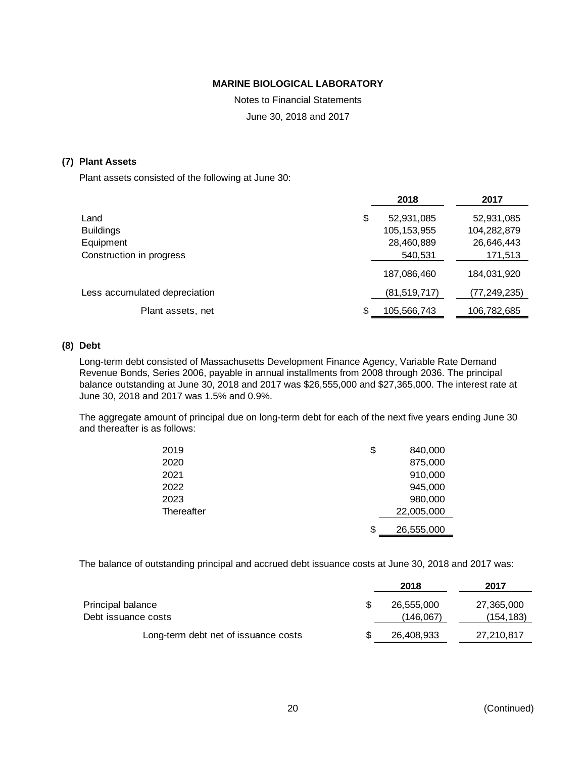**MARINE BIOLOGICAL LABORATORY**

Notes to Financial Statements

June 30, 2018 and 2017

## (7) Plant Assets

Plant assets consisted of the following at June 30:

| | 2018 | 2017 |
|---|---|---|
| Land | $ 52,931,085 | 52,931,085 |
| Buildings | 105,153,955 | 104,282,879 |
| Equipment | 28,460,889 | 26,646,443 |
| Construction in progress | 540,531 | 171,513 |
| | 187,086,460 | 184,031,920 |
| Less accumulated depreciation | (81,519,717) | (77,249,235) |
| Plant assets, net | $ 105,566,743 | 106,782,685 |

## (8) Debt

Long-term debt consisted of Massachusetts Development Finance Agency, Variable Rate Demand Revenue Bonds, Series 2006, payable in annual installments from 2008 through 2036. The principal balance outstanding at June 30, 2018 and 2017 was $26,555,000 and $27,365,000. The interest rate at June 30, 2018 and 2017 was 1.5% and 0.9%.

The aggregate amount of principal due on long-term debt for each of the next five years ending June 30 and thereafter is as follows:

| | |
|---|---|
| 2019 | $ 840,000 |
| 2020 | 875,000 |
| 2021 | 910,000 |
| 2022 | 945,000 |
| 2023 | 980,000 |
| Thereafter | 22,005,000 |
| | $ 26,555,000 |

The balance of outstanding principal and accrued debt issuance costs at June 30, 2018 and 2017 was:

| | 2018 | 2017 |
|---|---|---|
| Principal balance | $ 26,555,000 | 27,365,000 |
| Debt issuance costs | (146,067) | (154,183) |
| Long-term debt net of issuance costs | $ 26,408,933 | 27,210,817 |

(Continued)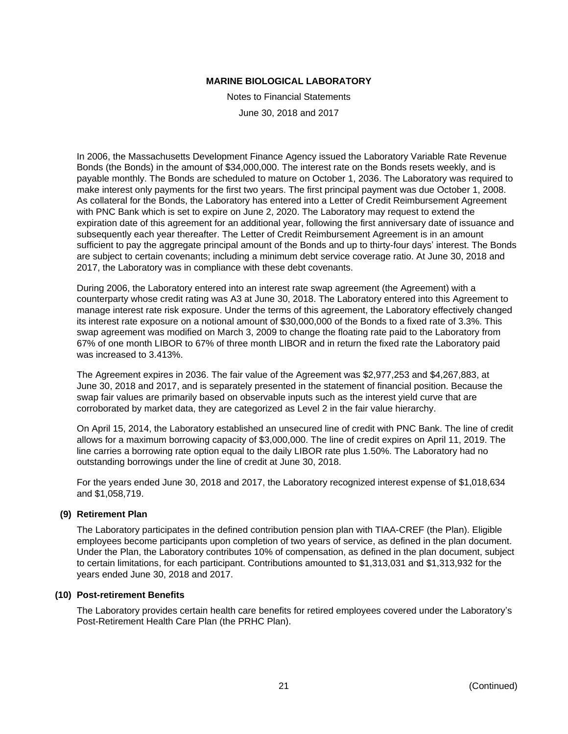In 2006, the Massachusetts Development Finance Agency issued the Laboratory Variable Rate Revenue Bonds (the Bonds) in the amount of $34,000,000. The interest rate on the Bonds resets weekly, and is payable monthly. The Bonds are scheduled to mature on October 1, 2036. The Laboratory was required to make interest only payments for the first two years. The first principal payment was due October 1, 2008. As collateral for the Bonds, the Laboratory has entered into a Letter of Credit Reimbursement Agreement with PNC Bank which is set to expire on June 2, 2020. The Laboratory may request to extend the expiration date of this agreement for an additional year, following the first anniversary date of issuance and subsequently each year thereafter. The Letter of Credit Reimbursement Agreement is in an amount sufficient to pay the aggregate principal amount of the Bonds and up to thirty-four days' interest. The Bonds are subject to certain covenants; including a minimum debt service coverage ratio. At June 30, 2018 and 2017, the Laboratory was in compliance with these debt covenants.

During 2006, the Laboratory entered into an interest rate swap agreement (the Agreement) with a counterparty whose credit rating was A3 at June 30, 2018. The Laboratory entered into this Agreement to manage interest rate risk exposure. Under the terms of this agreement, the Laboratory effectively changed its interest rate exposure on a notional amount of $30,000,000 of the Bonds to a fixed rate of 3.3%. This swap agreement was modified on March 3, 2009 to change the floating rate paid to the Laboratory from 67% of one month LIBOR to 67% of three month LIBOR and in return the fixed rate the Laboratory paid was increased to 3.413%.

The Agreement expires in 2036. The fair value of the Agreement was $2,977,253 and $4,267,883, at June 30, 2018 and 2017, and is separately presented in the statement of financial position. Because the swap fair values are primarily based on observable inputs such as the interest yield curve that are corroborated by market data, they are categorized as Level 2 in the fair value hierarchy.

On April 15, 2014, the Laboratory established an unsecured line of credit with PNC Bank. The line of credit allows for a maximum borrowing capacity of $3,000,000. The line of credit expires on April 11, 2019. The line carries a borrowing rate option equal to the daily LIBOR rate plus 1.50%. The Laboratory had no outstanding borrowings under the line of credit at June 30, 2018.

For the years ended June 30, 2018 and 2017, the Laboratory recognized interest expense of $1,018,634 and $1,058,719.

## (9) Retirement Plan

The Laboratory participates in the defined contribution pension plan with TIAA-CREF (the Plan). Eligible employees become participants upon completion of two years of service, as defined in the plan document. Under the Plan, the Laboratory contributes 10% of compensation, as defined in the plan document, subject to certain limitations, for each participant. Contributions amounted to $1,313,031 and $1,313,932 for the years ended June 30, 2018 and 2017.

## (10) Post-retirement Benefits

The Laboratory provides certain health care benefits for retired employees covered under the Laboratory's Post-Retirement Health Care Plan (the PRHC Plan).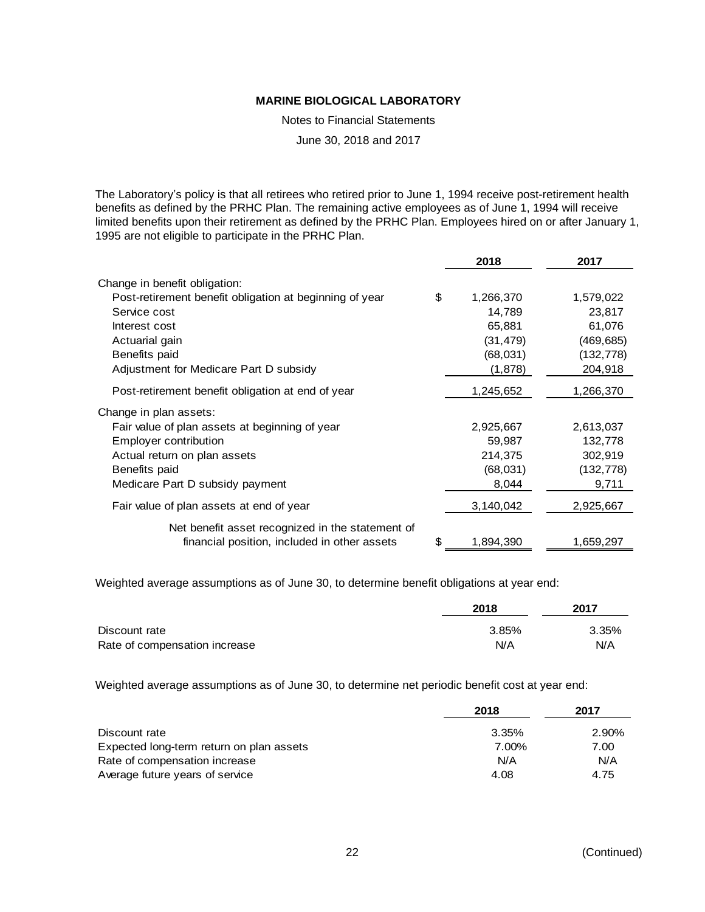The Laboratory's policy is that all retirees who retired prior to June 1, 1994 receive post-retirement health benefits as defined by the PRHC Plan. The remaining active employees as of June 1, 1994 will receive limited benefits upon their retirement as defined by the PRHC Plan. Employees hired on or after January 1, 1995 are not eligible to participate in the PRHC Plan.

| | 2018 | 2017 |
|---|---|---|
| Change in benefit obligation: | | |
| Post-retirement benefit obligation at beginning of year | $ 1,266,370 | 1,579,022 |
| Service cost | 14,789 | 23,817 |
| Interest cost | 65,881 | 61,076 |
| Actuarial gain | (31,479) | (469,685) |
| Benefits paid | (68,031) | (132,778) |
| Adjustment for Medicare Part D subsidy | (1,878) | 204,918 |
| Post-retirement benefit obligation at end of year | 1,245,652 | 1,266,370 |
| Change in plan assets: | | |
| Fair value of plan assets at beginning of year | 2,925,667 | 2,613,037 |
| Employer contribution | 59,987 | 132,778 |
| Actual return on plan assets | 214,375 | 302,919 |
| Benefits paid | (68,031) | (132,778) |
| Medicare Part D subsidy payment | 8,044 | 9,711 |
| Fair value of plan assets at end of year | 3,140,042 | 2,925,667 |
| Net benefit asset recognized in the statement of financial position, included in other assets | $ 1,894,390 | 1,659,297 |

Weighted average assumptions as of June 30, to determine benefit obligations at year end:

| | 2018 | 2017 |
|---|---|---|
| Discount rate | 3.85% | 3.35% |
| Rate of compensation increase | N/A | N/A |

Weighted average assumptions as of June 30, to determine net periodic benefit cost at year end:

| | 2018 | 2017 |
|---|---|---|
| Discount rate | 3.35% | 2.90% |
| Expected long-term return on plan assets | 7.00% | 7.00 |
| Rate of compensation increase | N/A | N/A |
| Average future years of service | 4.08 | 4.75 |

(Continued)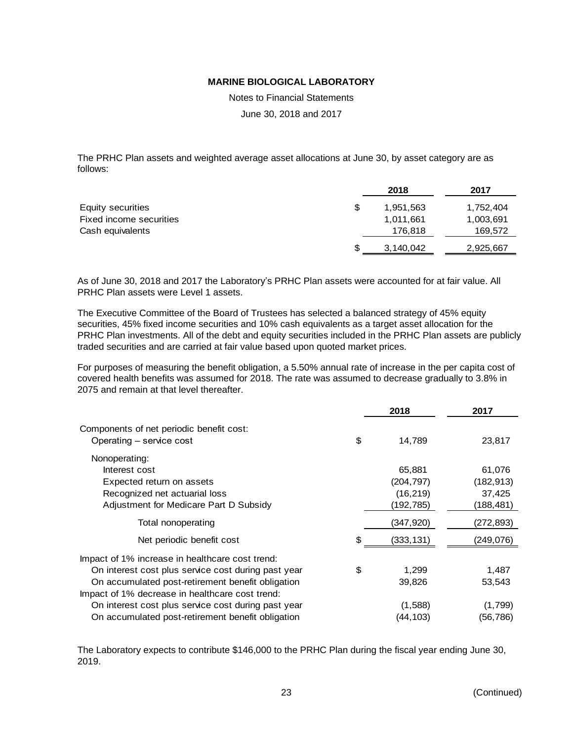**MARINE BIOLOGICAL LABORATORY**

Notes to Financial Statements

June 30, 2018 and 2017

The PRHC Plan assets and weighted average asset allocations at June 30, by asset category are as follows:

| | 2018 | 2017 |
|---|---|---|
| Equity securities | $ 1,951,563 | 1,752,404 |
| Fixed income securities | 1,011,661 | 1,003,691 |
| Cash equivalents | 176,818 | 169,572 |
| | $ 3,140,042 | 2,925,667 |

As of June 30, 2018 and 2017 the Laboratory's PRHC Plan assets were accounted for at fair value. All PRHC Plan assets were Level 1 assets.

The Executive Committee of the Board of Trustees has selected a balanced strategy of 45% equity securities, 45% fixed income securities and 10% cash equivalents as a target asset allocation for the PRHC Plan investments. All of the debt and equity securities included in the PRHC Plan assets are publicly traded securities and are carried at fair value based upon quoted market prices.

For purposes of measuring the benefit obligation, a 5.50% annual rate of increase in the per capita cost of covered health benefits was assumed for 2018. The rate was assumed to decrease gradually to 3.8% in 2075 and remain at that level thereafter.

| | 2018 | 2017 |
|---|---|---|
| Components of net periodic benefit cost: | | |
| Operating – service cost | $ 14,789 | 23,817 |
| Nonoperating: | | |
| Interest cost | 65,881 | 61,076 |
| Expected return on assets | (204,797) | (182,913) |
| Recognized net actuarial loss | (16,219) | 37,425 |
| Adjustment for Medicare Part D Subsidy | (192,785) | (188,481) |
| Total nonoperating | (347,920) | (272,893) |
| Net periodic benefit cost | $ (333,131) | (249,076) |
| Impact of 1% increase in healthcare cost trend: | | |
| On interest cost plus service cost during past year | $ 1,299 | 1,487 |
| On accumulated post-retirement benefit obligation | 39,826 | 53,543 |
| Impact of 1% decrease in healthcare cost trend: | | |
| On interest cost plus service cost during past year | (1,588) | (1,799) |
| On accumulated post-retirement benefit obligation | (44,103) | (56,786) |

The Laboratory expects to contribute $146,000 to the PRHC Plan during the fiscal year ending June 30, 2019.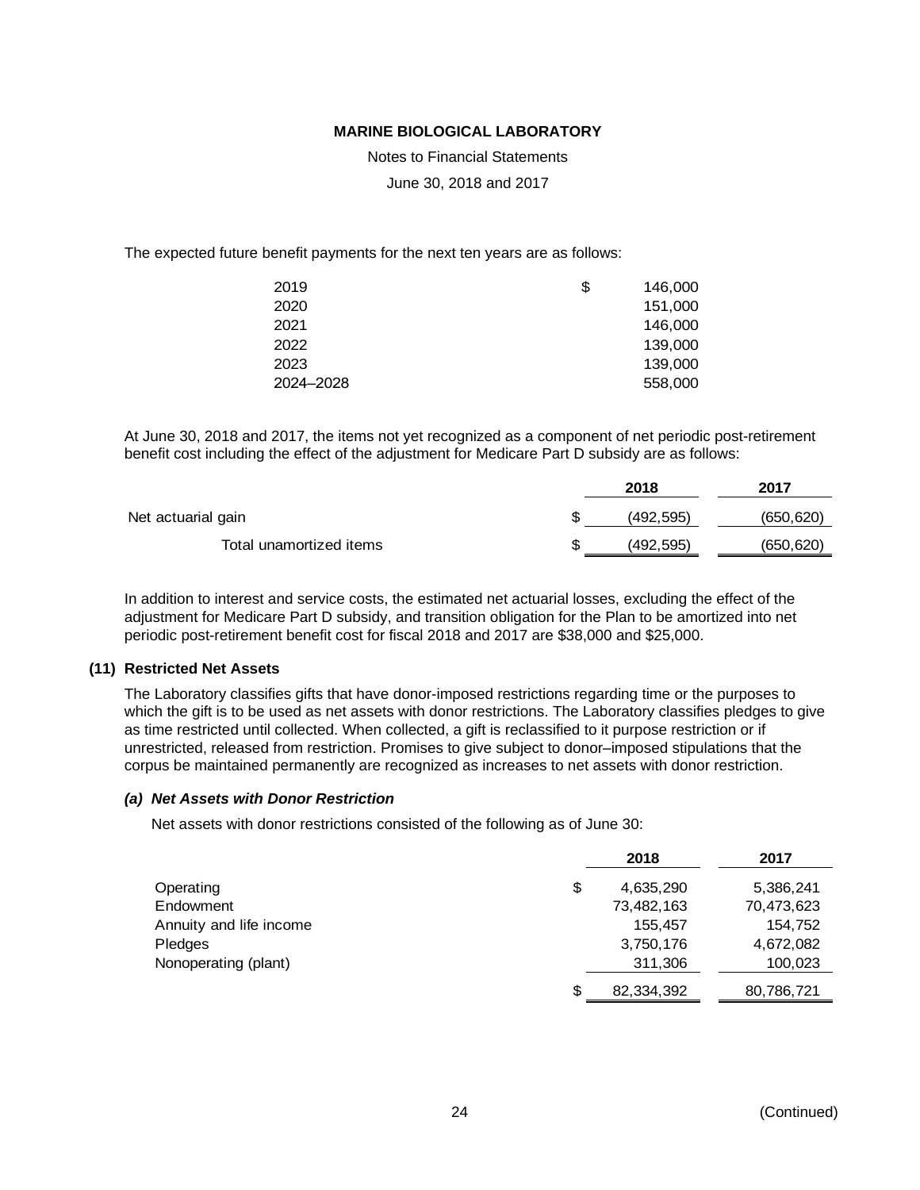The expected future benefit payments for the next ten years are as follows:

| | |
|---|---|
| 2019 | $ 146,000 |
| 2020 | 151,000 |
| 2021 | 146,000 |
| 2022 | 139,000 |
| 2023 | 139,000 |
| 2024–2028 | 558,000 |

At June 30, 2018 and 2017, the items not yet recognized as a component of net periodic post-retirement benefit cost including the effect of the adjustment for Medicare Part D subsidy are as follows:

| | 2018 | 2017 |
|---|---|---|
| Net actuarial gain | $ (492,595) | (650,620) |
| Total unamortized items | $ (492,595) | (650,620) |

In addition to interest and service costs, the estimated net actuarial losses, excluding the effect of the adjustment for Medicare Part D subsidy, and transition obligation for the Plan to be amortized into net periodic post-retirement benefit cost for fiscal 2018 and 2017 are $38,000 and $25,000.

## (11) Restricted Net Assets

The Laboratory classifies gifts that have donor-imposed restrictions regarding time or the purposes to which the gift is to be used as net assets with donor restrictions. The Laboratory classifies pledges to give as time restricted until collected. When collected, a gift is reclassified to it purpose restriction or if unrestricted, released from restriction. Promises to give subject to donor–imposed stipulations that the corpus be maintained permanently are recognized as increases to net assets with donor restriction.

### *(a) Net Assets with Donor Restriction*

Net assets with donor restrictions consisted of the following as of June 30:

| | 2018 | 2017 |
|---|---|---|
| Operating | $ 4,635,290 | 5,386,241 |
| Endowment | 73,482,163 | 70,473,623 |
| Annuity and life income | 155,457 | 154,752 |
| Pledges | 3,750,176 | 4,672,082 |
| Nonoperating (plant) | 311,306 | 100,023 |
| | $ 82,334,392 | 80,786,721 |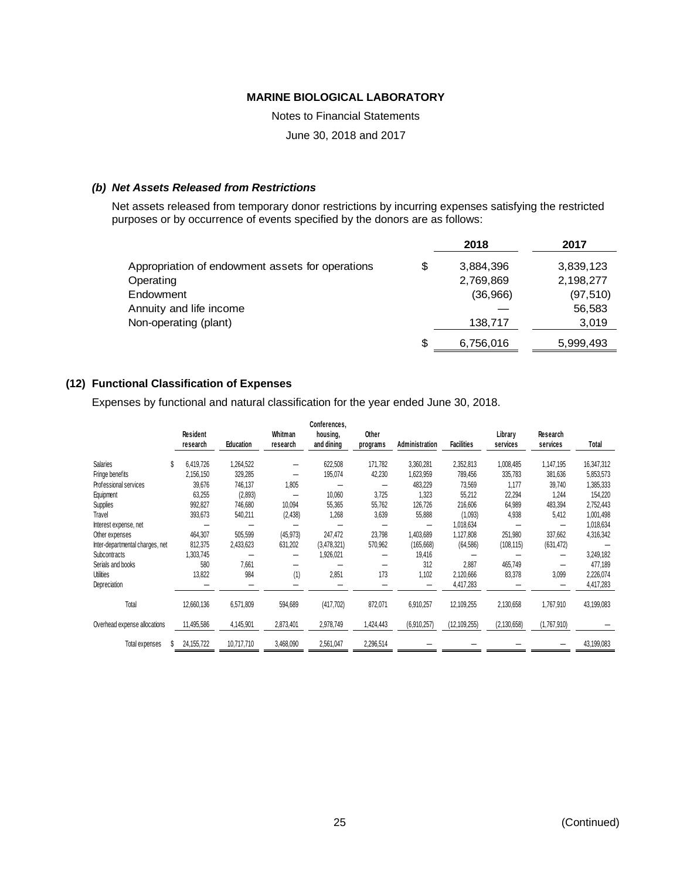### *(b) Net Assets Released from Restrictions*

Net assets released from temporary donor restrictions by incurring expenses satisfying the restricted purposes or by occurrence of events specified by the donors are as follows:

| | | 2018 | 2017 |
|---|---|---|---|
| Appropriation of endowment assets for operations | $ | 3,884,396 | 3,839,123 |
| Operating | | 2,769,869 | 2,198,277 |
| Endowment | | (36,966) | (97,510) |
| Annuity and life income | | — | 56,583 |
| Non-operating (plant) | | 138,717 | 3,019 |
| | $ | 6,756,016 | 5,999,493 |

## (12) Functional Classification of Expenses

Expenses by functional and natural classification for the year ended June 30, 2018.

| | Resident research | Education | Whitman research | Conferences, housing, and dining | Other programs | Administration | Facilities | Library services | Research services | Total |
|---|---|---|---|---|---|---|---|---|---|---|
| Salaries | $ 6,419,726 | 1,264,522 | — | 622,508 | 171,782 | 3,360,281 | 2,352,813 | 1,008,485 | 1,147,195 | 16,347,312 |
| Fringe benefits | 2,156,150 | 329,285 | — | 195,074 | 42,230 | 1,623,959 | 789,456 | 335,783 | 381,636 | 5,853,573 |
| Professional services | 39,676 | 746,137 | 1,805 | — | — | 483,229 | 73,569 | 1,177 | 39,740 | 1,385,333 |
| Equipment | 63,255 | (2,893) | — | 10,060 | 3,725 | 1,323 | 55,212 | 22,294 | 1,244 | 154,220 |
| Supplies | 992,827 | 746,680 | 10,094 | 55,365 | 55,762 | 126,726 | 216,606 | 64,989 | 483,394 | 2,752,443 |
| Travel | 393,673 | 540,211 | (2,438) | 1,268 | 3,639 | 55,888 | (1,093) | 4,938 | 5,412 | 1,001,498 |
| Interest expense, net | — | — | — | — | — | — | 1,018,634 | — | — | 1,018,634 |
| Other expenses | 464,307 | 505,599 | (45,973) | 247,472 | 23,798 | 1,403,689 | 1,127,808 | 251,980 | 337,662 | 4,316,342 |
| Inter-departmental charges, net | 812,375 | 2,433,623 | 631,202 | (3,478,321) | 570,962 | (165,668) | (64,586) | (108,115) | (631,472) | — |
| Subcontracts | 1,303,745 | — | — | 1,926,021 | — | 19,416 | — | — | — | 3,249,182 |
| Serials and books | 580 | 7,661 | — | — | — | 312 | 2,887 | 465,749 | — | 477,189 |
| Utilities | 13,822 | 984 | (1) | 2,851 | 173 | 1,102 | 2,120,666 | 83,378 | 3,099 | 2,226,074 |
| Depreciation | — | — | — | — | — | — | 4,417,283 | — | — | 4,417,283 |
| Total | 12,660,136 | 6,571,809 | 594,689 | (417,702) | 872,071 | 6,910,257 | 12,109,255 | 2,130,658 | 1,767,910 | 43,199,083 |
| Overhead expense allocations | 11,495,586 | 4,145,901 | 2,873,401 | 2,978,749 | 1,424,443 | (6,910,257) | (12,109,255) | (2,130,658) | (1,767,910) | — |
| Total expenses | $ 24,155,722 | 10,717,710 | 3,468,090 | 2,561,047 | 2,296,514 | — | — | — | — | 43,199,083 |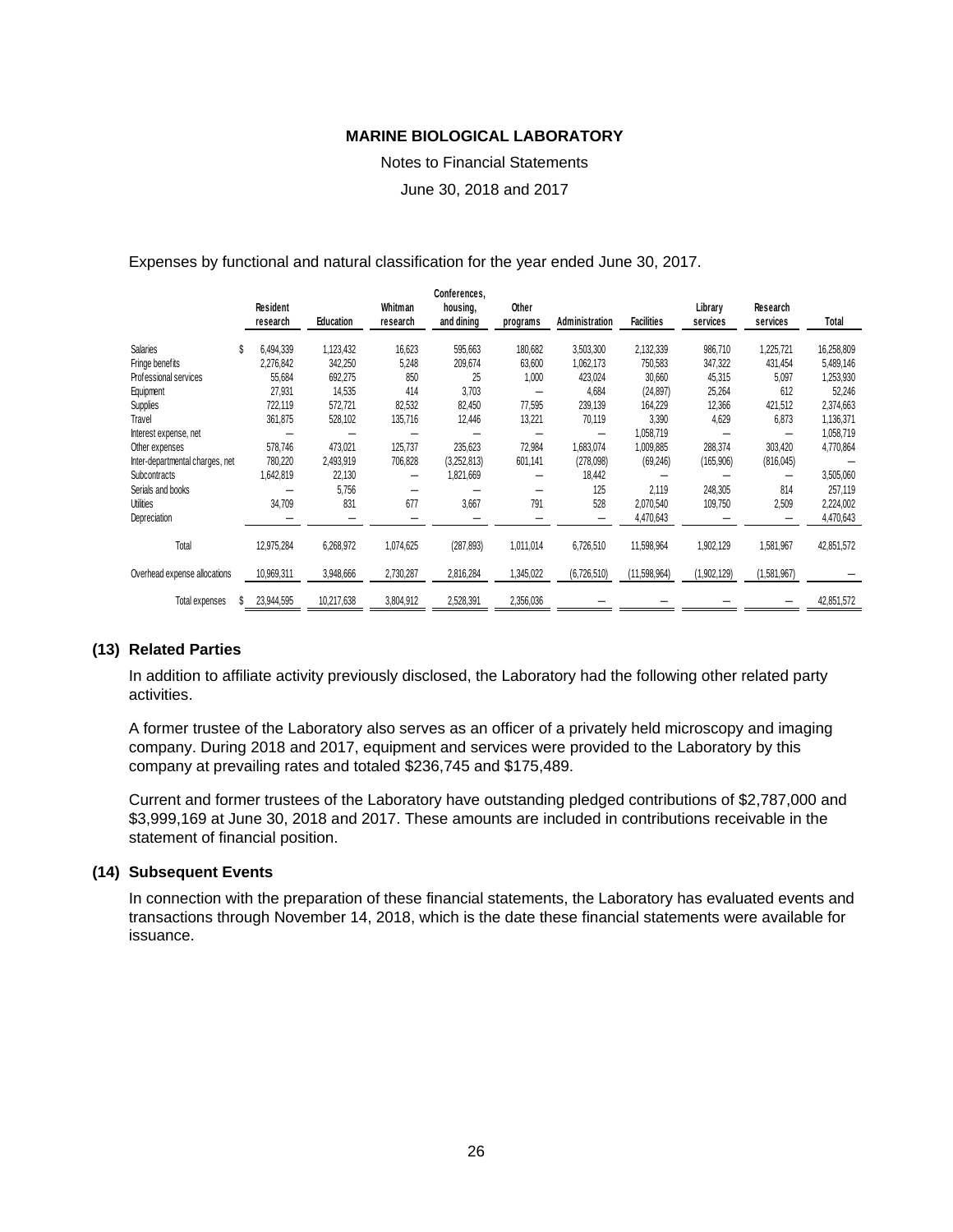**MARINE BIOLOGICAL LABORATORY**

Notes to Financial Statements

June 30, 2018 and 2017

Expenses by functional and natural classification for the year ended June 30, 2017.

| | Resident research | Education | Whitman research | Conferences, housing, and dining | Other programs | Administration | Facilities | Library services | Research services | Total |
|---|---|---|---|---|---|---|---|---|---|---|
| Salaries | $ 6,494,339 | 1,123,432 | 16,623 | 595,663 | 180,682 | 3,503,300 | 2,132,339 | 986,710 | 1,225,721 | 16,258,809 |
| Fringe benefits | 2,276,842 | 342,250 | 5,248 | 209,674 | 63,600 | 1,062,173 | 750,583 | 347,322 | 431,454 | 5,489,146 |
| Professional services | 55,684 | 692,275 | 850 | 25 | 1,000 | 423,024 | 30,660 | 45,315 | 5,097 | 1,253,930 |
| Equipment | 27,931 | 14,535 | 414 | 3,703 | — | 4,684 | (24,897) | 25,264 | 612 | 52,246 |
| Supplies | 722,119 | 572,721 | 82,532 | 82,450 | 77,595 | 239,139 | 164,229 | 12,366 | 421,512 | 2,374,663 |
| Travel | 361,875 | 528,102 | 135,716 | 12,446 | 13,221 | 70,119 | 3,390 | 4,629 | 6,873 | 1,136,371 |
| Interest expense, net | — | — | — | — | — | — | 1,058,719 | — | — | 1,058,719 |
| Other expenses | 578,746 | 473,021 | 125,737 | 235,623 | 72,984 | 1,683,074 | 1,009,885 | 288,374 | 303,420 | 4,770,864 |
| Inter-departmental charges, net | 780,220 | 2,493,919 | 706,828 | (3,252,813) | 601,141 | (278,098) | (69,246) | (165,906) | (816,045) | — |
| Subcontracts | 1,642,819 | 22,130 | — | 1,821,669 | — | 18,442 | — | — | — | 3,505,060 |
| Serials and books | — | 5,756 | — | — | — | 125 | 2,119 | 248,305 | 814 | 257,119 |
| Utilities | 34,709 | 831 | 677 | 3,667 | 791 | 528 | 2,070,540 | 109,750 | 2,509 | 2,224,002 |
| Depreciation | — | — | — | — | — | — | 4,470,643 | — | — | 4,470,643 |
| Total | 12,975,284 | 6,268,972 | 1,074,625 | (287,893) | 1,011,014 | 6,726,510 | 11,598,964 | 1,902,129 | 1,581,967 | 42,851,572 |
| Overhead expense allocations | 10,969,311 | 3,948,666 | 2,730,287 | 2,816,284 | 1,345,022 | (6,726,510) | (11,598,964) | (1,902,129) | (1,581,967) | — |
| Total expenses | $ 23,944,595 | 10,217,638 | 3,804,912 | 2,528,391 | 2,356,036 | — | — | — | — | 42,851,572 |

## (13) Related Parties

In addition to affiliate activity previously disclosed, the Laboratory had the following other related party activities.

A former trustee of the Laboratory also serves as an officer of a privately held microscopy and imaging company. During 2018 and 2017, equipment and services were provided to the Laboratory by this company at prevailing rates and totaled $236,745 and $175,489.

Current and former trustees of the Laboratory have outstanding pledged contributions of $2,787,000 and $3,999,169 at June 30, 2018 and 2017. These amounts are included in contributions receivable in the statement of financial position.

## (14) Subsequent Events

In connection with the preparation of these financial statements, the Laboratory has evaluated events and transactions through November 14, 2018, which is the date these financial statements were available for issuance.